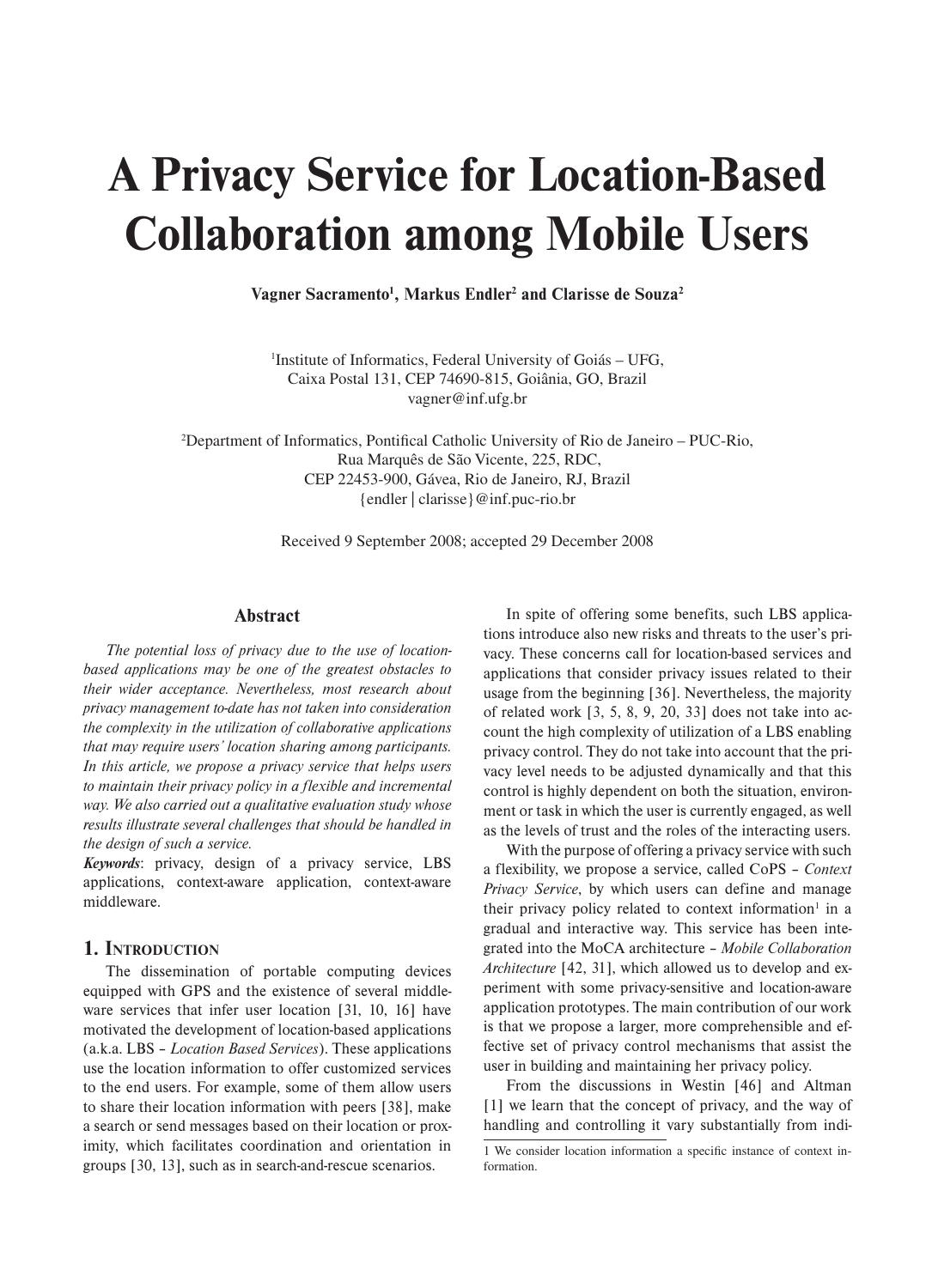# A Privacy Service for Location-Based Collaboration among Mobile Users

**Vagner Sacramento[1], Markus Endler[2] and Clarisse de Souza[2]**

[1]Institute of Informatics, Federal University of Goiás – UFG,
Caixa Postal 131, CEP 74690-815, Goiânia, GO, Brazil
vagner@inf.ufg.br

[2]Department of Informatics, Pontifical Catholic University of Rio de Janeiro – PUC-Rio,
Rua Marquês de São Vicente, 225, RDC,
CEP 22453-900, Gávea, Rio de Janeiro, RJ, Brazil
{endler | clarisse}@inf.puc-rio.br

Received 9 September 2008; accepted 29 December 2008

## Abstract

*The potential loss of privacy due to the use of location-based applications may be one of the greatest obstacles to their wider acceptance. Nevertheless, most research about privacy management to-date has not taken into consideration the complexity in the utilization of collaborative applications that may require users' location sharing among participants. In this article, we propose a privacy service that helps users to maintain their privacy policy in a flexible and incremental way. We also carried out a qualitative evaluation study whose results illustrate several challenges that should be handled in the design of such a service.*

***Keywords***: privacy, design of a privacy service, LBS applications, context-aware application, context-aware middleware.

## 1. Introduction

The dissemination of portable computing devices equipped with GPS and the existence of several middleware services that infer user location [31, 10, 16] have motivated the development of location-based applications (a.k.a. LBS – *Location Based Services*). These applications use the location information to offer customized services to the end users. For example, some of them allow users to share their location information with peers [38], make a search or send messages based on their location or proximity, which facilitates coordination and orientation in groups [30, 13], such as in search-and-rescue scenarios.

In spite of offering some benefits, such LBS applications introduce also new risks and threats to the user's privacy. These concerns call for location-based services and applications that consider privacy issues related to their usage from the beginning [36]. Nevertheless, the majority of related work [3, 5, 8, 9, 20, 33] does not take into account the high complexity of utilization of a LBS enabling privacy control. They do not take into account that the privacy level needs to be adjusted dynamically and that this control is highly dependent on both the situation, environment or task in which the user is currently engaged, as well as the levels of trust and the roles of the interacting users.

With the purpose of offering a privacy service with such a flexibility, we propose a service, called CoPS – *Context Privacy Service*, by which users can define and manage their privacy policy related to context information[1] in a gradual and interactive way. This service has been integrated into the MoCA architecture – *Mobile Collaboration Architecture* [42, 31], which allowed us to develop and experiment with some privacy-sensitive and location-aware application prototypes. The main contribution of our work is that we propose a larger, more comprehensible and effective set of privacy control mechanisms that assist the user in building and maintaining her privacy policy.

From the discussions in Westin [46] and Altman [1] we learn that the concept of privacy, and the way of handling and controlling it vary substantially from indi-

1 We consider location information a specific instance of context information.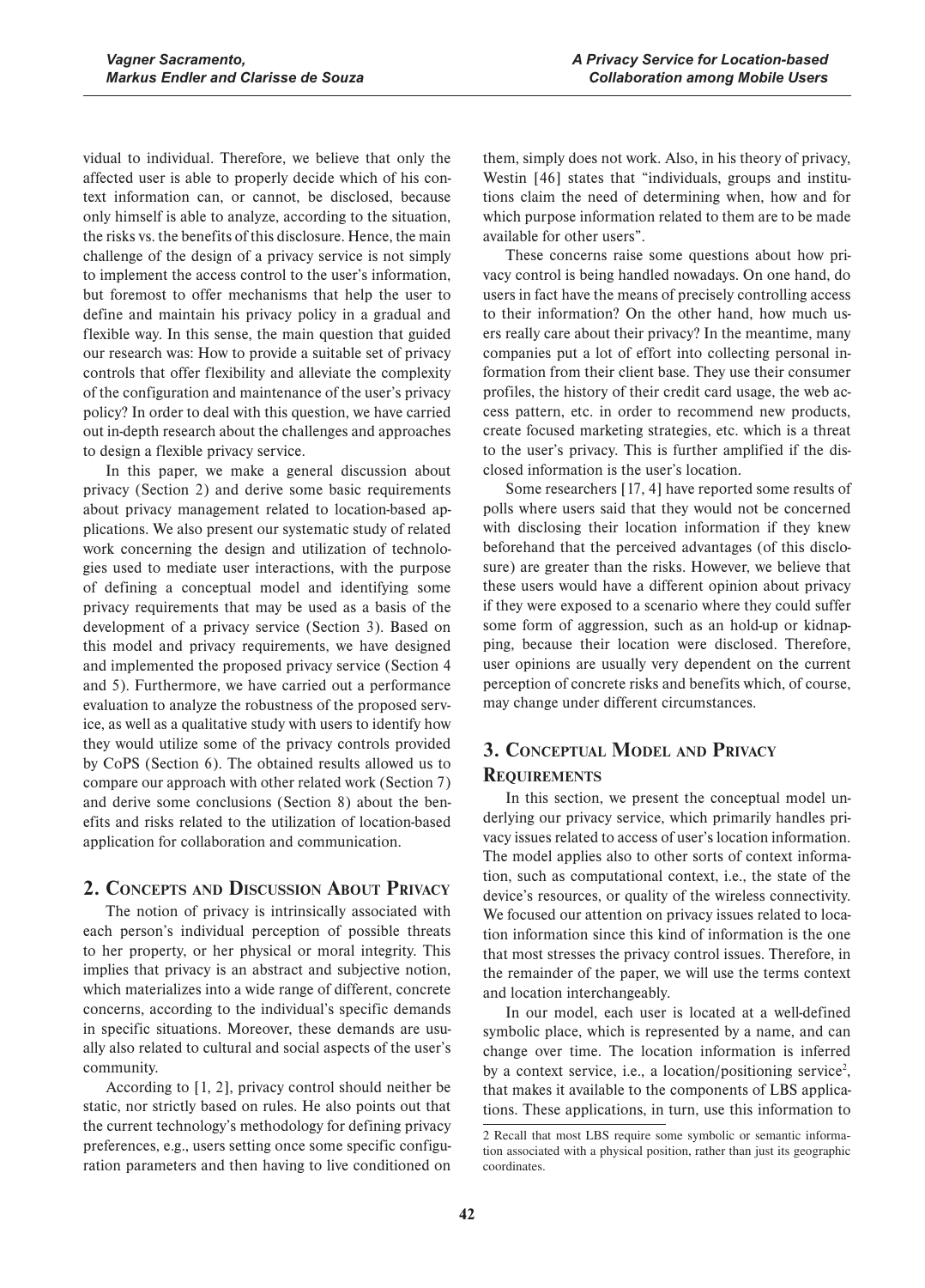vidual to individual. Therefore, we believe that only the affected user is able to properly decide which of his context information can, or cannot, be disclosed, because only himself is able to analyze, according to the situation, the risks vs. the benefits of this disclosure. Hence, the main challenge of the design of a privacy service is not simply to implement the access control to the user's information, but foremost to offer mechanisms that help the user to define and maintain his privacy policy in a gradual and flexible way. In this sense, the main question that guided our research was: How to provide a suitable set of privacy controls that offer flexibility and alleviate the complexity of the configuration and maintenance of the user's privacy policy? In order to deal with this question, we have carried out in-depth research about the challenges and approaches to design a flexible privacy service.

In this paper, we make a general discussion about privacy (Section 2) and derive some basic requirements about privacy management related to location-based applications. We also present our systematic study of related work concerning the design and utilization of technologies used to mediate user interactions, with the purpose of defining a conceptual model and identifying some privacy requirements that may be used as a basis of the development of a privacy service (Section 3). Based on this model and privacy requirements, we have designed and implemented the proposed privacy service (Section 4 and 5). Furthermore, we have carried out a performance evaluation to analyze the robustness of the proposed service, as well as a qualitative study with users to identify how they would utilize some of the privacy controls provided by CoPS (Section 6). The obtained results allowed us to compare our approach with other related work (Section 7) and derive some conclusions (Section 8) about the benefits and risks related to the utilization of location-based application for collaboration and communication.

## 2. Concepts and Discussion About Privacy

The notion of privacy is intrinsically associated with each person's individual perception of possible threats to her property, or her physical or moral integrity. This implies that privacy is an abstract and subjective notion, which materializes into a wide range of different, concrete concerns, according to the individual's specific demands in specific situations. Moreover, these demands are usually also related to cultural and social aspects of the user's community.

According to [1, 2], privacy control should neither be static, nor strictly based on rules. He also points out that the current technology's methodology for defining privacy preferences, e.g., users setting once some specific configuration parameters and then having to live conditioned on them, simply does not work. Also, in his theory of privacy, Westin [46] states that "individuals, groups and institutions claim the need of determining when, how and for which purpose information related to them are to be made available for other users".

These concerns raise some questions about how privacy control is being handled nowadays. On one hand, do users in fact have the means of precisely controlling access to their information? On the other hand, how much users really care about their privacy? In the meantime, many companies put a lot of effort into collecting personal information from their client base. They use their consumer profiles, the history of their credit card usage, the web access pattern, etc. in order to recommend new products, create focused marketing strategies, etc. which is a threat to the user's privacy. This is further amplified if the disclosed information is the user's location.

Some researchers [17, 4] have reported some results of polls where users said that they would not be concerned with disclosing their location information if they knew beforehand that the perceived advantages (of this disclosure) are greater than the risks. However, we believe that these users would have a different opinion about privacy if they were exposed to a scenario where they could suffer some form of aggression, such as an hold-up or kidnapping, because their location were disclosed. Therefore, user opinions are usually very dependent on the current perception of concrete risks and benefits which, of course, may change under different circumstances.

## 3. Conceptual Model and Privacy Requirements

In this section, we present the conceptual model underlying our privacy service, which primarily handles privacy issues related to access of user's location information. The model applies also to other sorts of context information, such as computational context, i.e., the state of the device's resources, or quality of the wireless connectivity. We focused our attention on privacy issues related to location information since this kind of information is the one that most stresses the privacy control issues. Therefore, in the remainder of the paper, we will use the terms context and location interchangeably.

In our model, each user is located at a well-defined symbolic place, which is represented by a name, and can change over time. The location information is inferred by a context service, i.e., a location/positioning service[2], that makes it available to the components of LBS applications. These applications, in turn, use this information to

2 Recall that most LBS require some symbolic or semantic information associated with a physical position, rather than just its geographic coordinates.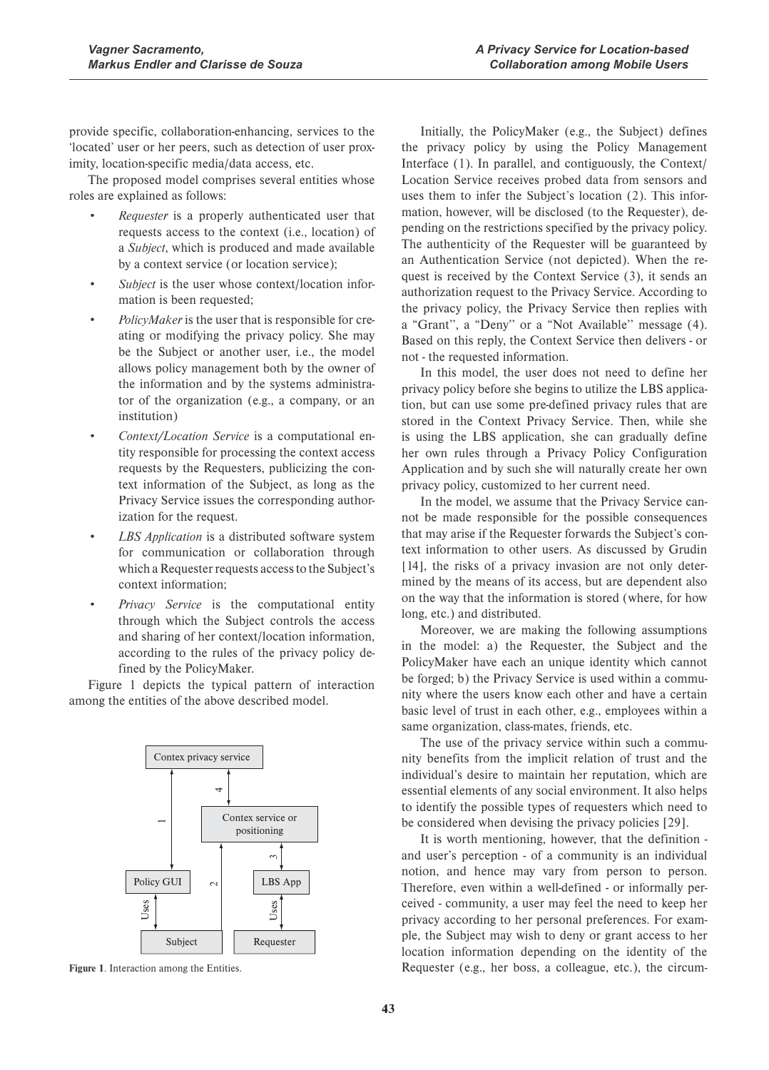provide specific, collaboration-enhancing, services to the 'located' user or her peers, such as detection of user proximity, location-specific media/data access, etc.

The proposed model comprises several entities whose roles are explained as follows:

- *Requester* is a properly authenticated user that requests access to the context (i.e., location) of a *Subject*, which is produced and made available by a context service (or location service);
- *Subject* is the user whose context/location information is been requested;
- *PolicyMaker* is the user that is responsible for creating or modifying the privacy policy. She may be the Subject or another user, i.e., the model allows policy management both by the owner of the information and by the systems administrator of the organization (e.g., a company, or an institution)
- *Context/Location Service* is a computational entity responsible for processing the context access requests by the Requesters, publicizing the context information of the Subject, as long as the Privacy Service issues the corresponding authorization for the request.
- *LBS Application* is a distributed software system for communication or collaboration through which a Requester requests access to the Subject's context information;
- *Privacy Service* is the computational entity through which the Subject controls the access and sharing of her context/location information, according to the rules of the privacy policy defined by the PolicyMaker.

Figure 1 depicts the typical pattern of interaction among the entities of the above described model.

**Figure 1**. Interaction among the Entities.

Initially, the PolicyMaker (e.g., the Subject) defines the privacy policy by using the Policy Management Interface (1). In parallel, and contiguously, the Context/Location Service receives probed data from sensors and uses them to infer the Subject's location (2). This information, however, will be disclosed (to the Requester), depending on the restrictions specified by the privacy policy. The authenticity of the Requester will be guaranteed by an Authentication Service (not depicted). When the request is received by the Context Service (3), it sends an authorization request to the Privacy Service. According to the privacy policy, the Privacy Service then replies with a "Grant", a "Deny" or a "Not Available" message (4). Based on this reply, the Context Service then delivers - or not - the requested information.

In this model, the user does not need to define her privacy policy before she begins to utilize the LBS application, but can use some pre-defined privacy rules that are stored in the Context Privacy Service. Then, while she is using the LBS application, she can gradually define her own rules through a Privacy Policy Configuration Application and by such she will naturally create her own privacy policy, customized to her current need.

In the model, we assume that the Privacy Service cannot be made responsible for the possible consequences that may arise if the Requester forwards the Subject's context information to other users. As discussed by Grudin [14], the risks of a privacy invasion are not only determined by the means of its access, but are dependent also on the way that the information is stored (where, for how long, etc.) and distributed.

Moreover, we are making the following assumptions in the model: a) the Requester, the Subject and the PolicyMaker have each an unique identity which cannot be forged; b) the Privacy Service is used within a community where the users know each other and have a certain basic level of trust in each other, e.g., employees within a same organization, class-mates, friends, etc.

The use of the privacy service within such a community benefits from the implicit relation of trust and the individual's desire to maintain her reputation, which are essential elements of any social environment. It also helps to identify the possible types of requesters which need to be considered when devising the privacy policies [29].

It is worth mentioning, however, that the definition - and user's perception - of a community is an individual notion, and hence may vary from person to person. Therefore, even within a well-defined - or informally perceived - community, a user may feel the need to keep her privacy according to her personal preferences. For example, the Subject may wish to deny or grant access to her location information depending on the identity of the Requester (e.g., her boss, a colleague, etc.), the circum-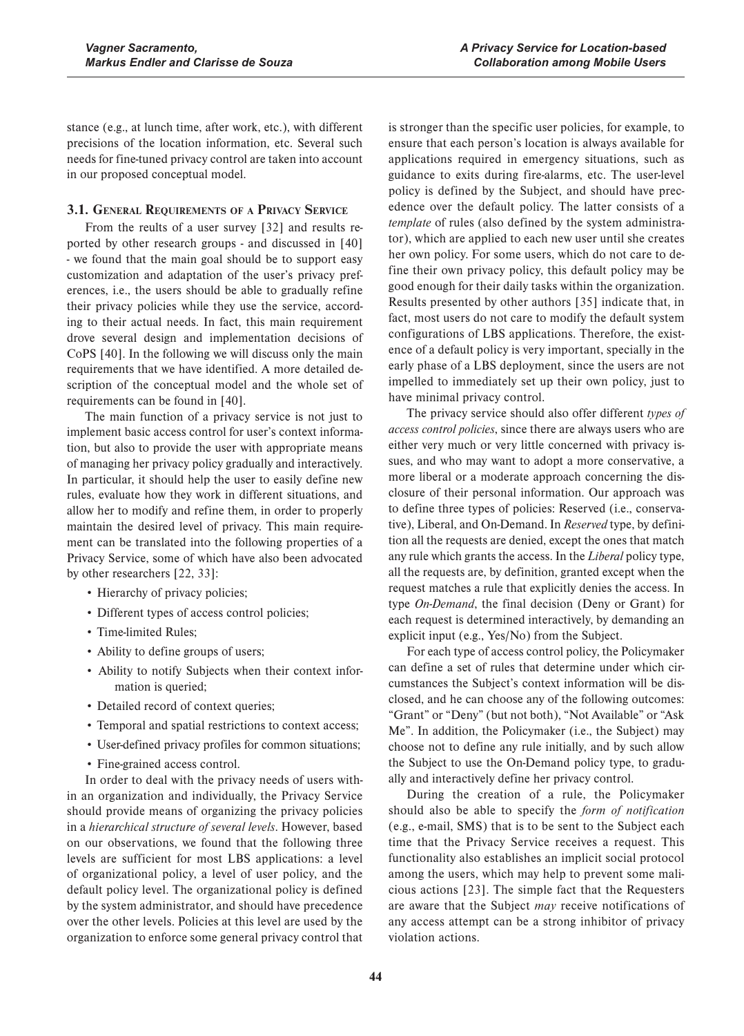stance (e.g., at lunch time, after work, etc.), with different precisions of the location information, etc. Several such needs for fine-tuned privacy control are taken into account in our proposed conceptual model.

### 3.1. General Requirements of a Privacy Service

From the reults of a user survey [32] and results reported by other research groups - and discussed in [40] - we found that the main goal should be to support easy customization and adaptation of the user's privacy preferences, i.e., the users should be able to gradually refine their privacy policies while they use the service, according to their actual needs. In fact, this main requirement drove several design and implementation decisions of CoPS [40]. In the following we will discuss only the main requirements that we have identified. A more detailed description of the conceptual model and the whole set of requirements can be found in [40].

The main function of a privacy service is not just to implement basic access control for user's context information, but also to provide the user with appropriate means of managing her privacy policy gradually and interactively. In particular, it should help the user to easily define new rules, evaluate how they work in different situations, and allow her to modify and refine them, in order to properly maintain the desired level of privacy. This main requirement can be translated into the following properties of a Privacy Service, some of which have also been advocated by other researchers [22, 33]:

- Hierarchy of privacy policies;
- Different types of access control policies;
- Time-limited Rules;
- Ability to define groups of users;
- Ability to notify Subjects when their context information is queried;
- Detailed record of context queries;
- Temporal and spatial restrictions to context access;
- User-defined privacy profiles for common situations;
- Fine-grained access control.

In order to deal with the privacy needs of users within an organization and individually, the Privacy Service should provide means of organizing the privacy policies in a *hierarchical structure of several levels*. However, based on our observations, we found that the following three levels are sufficient for most LBS applications: a level of organizational policy, a level of user policy, and the default policy level. The organizational policy is defined by the system administrator, and should have precedence over the other levels. Policies at this level are used by the organization to enforce some general privacy control that is stronger than the specific user policies, for example, to ensure that each person's location is always available for applications required in emergency situations, such as guidance to exits during fire-alarms, etc. The user-level policy is defined by the Subject, and should have precedence over the default policy. The latter consists of a *template* of rules (also defined by the system administrator), which are applied to each new user until she creates her own policy. For some users, which do not care to define their own privacy policy, this default policy may be good enough for their daily tasks within the organization. Results presented by other authors [35] indicate that, in fact, most users do not care to modify the default system configurations of LBS applications. Therefore, the existence of a default policy is very important, specially in the early phase of a LBS deployment, since the users are not impelled to immediately set up their own policy, just to have minimal privacy control.

The privacy service should also offer different *types of access control policies*, since there are always users who are either very much or very little concerned with privacy issues, and who may want to adopt a more conservative, a more liberal or a moderate approach concerning the disclosure of their personal information. Our approach was to define three types of policies: Reserved (i.e., conservative), Liberal, and On-Demand. In *Reserved* type, by definition all the requests are denied, except the ones that match any rule which grants the access. In the *Liberal* policy type, all the requests are, by definition, granted except when the request matches a rule that explicitly denies the access. In type *On-Demand*, the final decision (Deny or Grant) for each request is determined interactively, by demanding an explicit input (e.g., Yes/No) from the Subject.

For each type of access control policy, the Policymaker can define a set of rules that determine under which circumstances the Subject's context information will be disclosed, and he can choose any of the following outcomes: "Grant" or "Deny" (but not both), "Not Available" or "Ask Me". In addition, the Policymaker (i.e., the Subject) may choose not to define any rule initially, and by such allow the Subject to use the On-Demand policy type, to gradually and interactively define her privacy control.

During the creation of a rule, the Policymaker should also be able to specify the *form of notification* (e.g., e-mail, SMS) that is to be sent to the Subject each time that the Privacy Service receives a request. This functionality also establishes an implicit social protocol among the users, which may help to prevent some malicious actions [23]. The simple fact that the Requesters are aware that the Subject *may* receive notifications of any access attempt can be a strong inhibitor of privacy violation actions.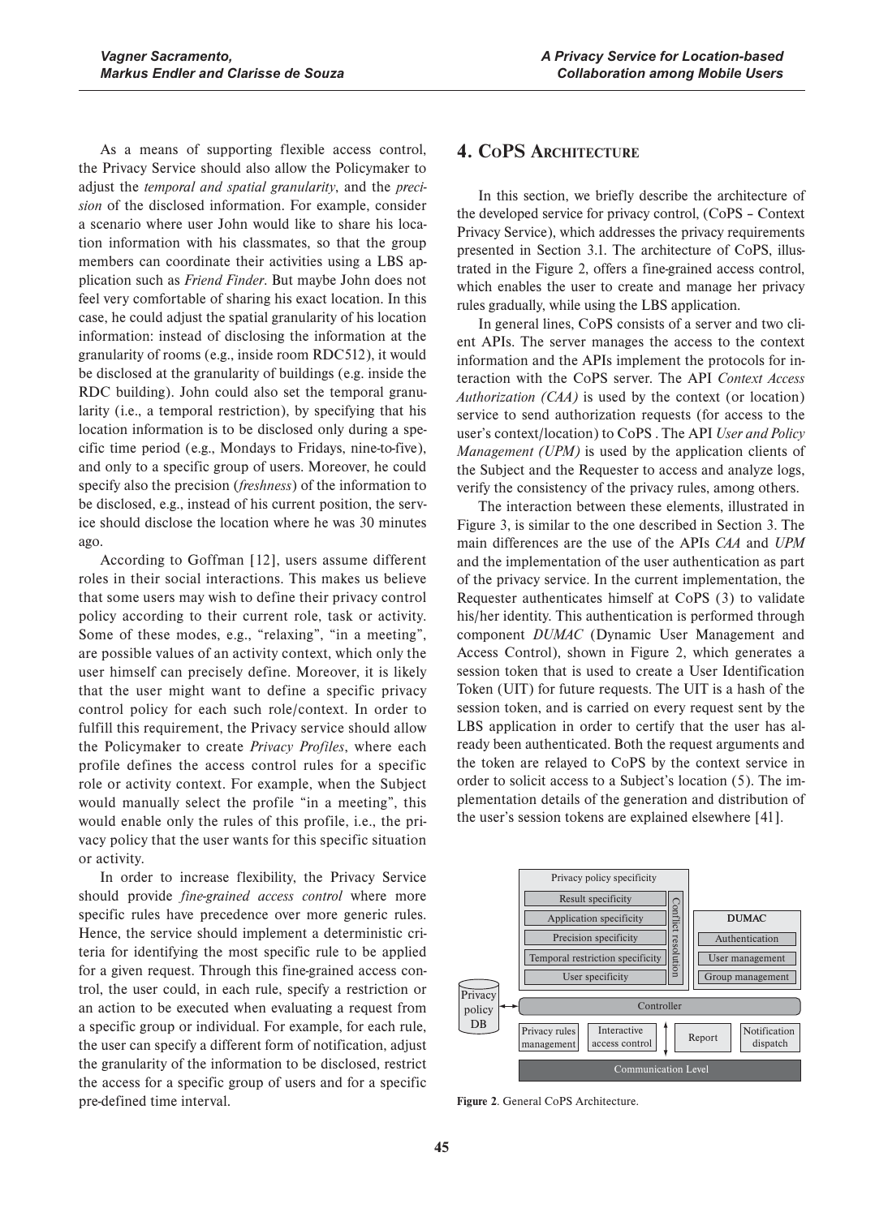As a means of supporting flexible access control, the Privacy Service should also allow the Policymaker to adjust the *temporal and spatial granularity*, and the *precision* of the disclosed information. For example, consider a scenario where user John would like to share his location information with his classmates, so that the group members can coordinate their activities using a LBS application such as *Friend Finder*. But maybe John does not feel very comfortable of sharing his exact location. In this case, he could adjust the spatial granularity of his location information: instead of disclosing the information at the granularity of rooms (e.g., inside room RDC512), it would be disclosed at the granularity of buildings (e.g. inside the RDC building). John could also set the temporal granularity (i.e., a temporal restriction), by specifying that his location information is to be disclosed only during a specific time period (e.g., Mondays to Fridays, nine-to-five), and only to a specific group of users. Moreover, he could specify also the precision (*freshness*) of the information to be disclosed, e.g., instead of his current position, the service should disclose the location where he was 30 minutes ago.

According to Goffman [12], users assume different roles in their social interactions. This makes us believe that some users may wish to define their privacy control policy according to their current role, task or activity. Some of these modes, e.g., "relaxing", "in a meeting", are possible values of an activity context, which only the user himself can precisely define. Moreover, it is likely that the user might want to define a specific privacy control policy for each such role/context. In order to fulfill this requirement, the Privacy service should allow the Policymaker to create *Privacy Profiles*, where each profile defines the access control rules for a specific role or activity context. For example, when the Subject would manually select the profile "in a meeting", this would enable only the rules of this profile, i.e., the privacy policy that the user wants for this specific situation or activity.

In order to increase flexibility, the Privacy Service should provide *fine-grained access control* where more specific rules have precedence over more generic rules. Hence, the service should implement a deterministic criteria for identifying the most specific rule to be applied for a given request. Through this fine-grained access control, the user could, in each rule, specify a restriction or an action to be executed when evaluating a request from a specific group or individual. For example, for each rule, the user can specify a different form of notification, adjust the granularity of the information to be disclosed, restrict the access for a specific group of users and for a specific pre-defined time interval.

## 4. CoPS Architecture

In this section, we briefly describe the architecture of the developed service for privacy control, (CoPS – Context Privacy Service), which addresses the privacy requirements presented in Section 3.1. The architecture of CoPS, illustrated in the Figure 2, offers a fine-grained access control, which enables the user to create and manage her privacy rules gradually, while using the LBS application.

In general lines, CoPS consists of a server and two client APIs. The server manages the access to the context information and the APIs implement the protocols for interaction with the CoPS server. The API *Context Access Authorization (CAA)* is used by the context (or location) service to send authorization requests (for access to the user's context/location) to CoPS . The API *User and Policy Management (UPM)* is used by the application clients of the Subject and the Requester to access and analyze logs, verify the consistency of the privacy rules, among others.

The interaction between these elements, illustrated in Figure 3, is similar to the one described in Section 3. The main differences are the use of the APIs *CAA* and *UPM* and the implementation of the user authentication as part of the privacy service. In the current implementation, the Requester authenticates himself at CoPS (3) to validate his/her identity. This authentication is performed through component *DUMAC* (Dynamic User Management and Access Control), shown in Figure 2, which generates a session token that is used to create a User Identification Token (UIT) for future requests. The UIT is a hash of the session token, and is carried on every request sent by the LBS application in order to certify that the user has already been authenticated. Both the request arguments and the token are relayed to CoPS by the context service in order to solicit access to a Subject's location (5). The implementation details of the generation and distribution of the user's session tokens are explained elsewhere [41].

Privacy policy specificity: Result specificity; Application specificity; Precision specificity; Temporal restriction specificity; User specificity; Conflict resolution. DUMAC: Authentication; User management; Group management. Privacy policy DB; Controller; Privacy rules management; Interactive access control; Report; Notification dispatch; Communication Level.

**Figure 2**. General CoPS Architecture.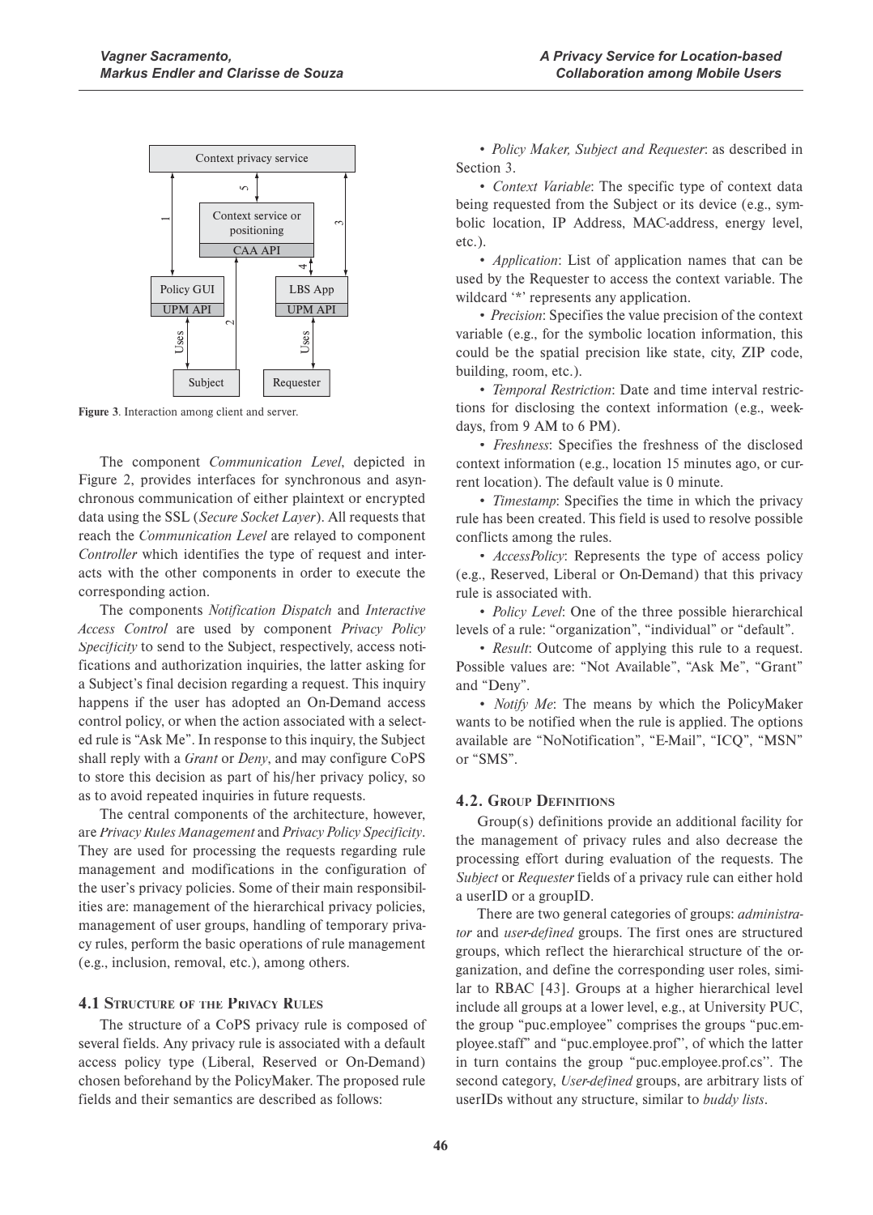Figure 3. Interaction among client and server.

The component *Communication Level*, depicted in Figure 2, provides interfaces for synchronous and asynchronous communication of either plaintext or encrypted data using the SSL (*Secure Socket Layer*). All requests that reach the *Communication Level* are relayed to component *Controller* which identifies the type of request and interacts with the other components in order to execute the corresponding action.

The components *Notification Dispatch* and *Interactive Access Control* are used by component *Privacy Policy Specificity* to send to the Subject, respectively, access notifications and authorization inquiries, the latter asking for a Subject's final decision regarding a request. This inquiry happens if the user has adopted an On-Demand access control policy, or when the action associated with a selected rule is "Ask Me". In response to this inquiry, the Subject shall reply with a *Grant* or *Deny*, and may configure CoPS to store this decision as part of his/her privacy policy, so as to avoid repeated inquiries in future requests.

The central components of the architecture, however, are *Privacy Rules Management* and *Privacy Policy Specificity*. They are used for processing the requests regarding rule management and modifications in the configuration of the user's privacy policies. Some of their main responsibilities are: management of the hierarchical privacy policies, management of user groups, handling of temporary privacy rules, perform the basic operations of rule management (e.g., inclusion, removal, etc.), among others.

### 4.1 Structure of the Privacy Rules

The structure of a CoPS privacy rule is composed of several fields. Any privacy rule is associated with a default access policy type (Liberal, Reserved or On-Demand) chosen beforehand by the PolicyMaker. The proposed rule fields and their semantics are described as follows:

- *Policy Maker, Subject and Requester*: as described in Section 3.
- *Context Variable*: The specific type of context data being requested from the Subject or its device (e.g., symbolic location, IP Address, MAC-address, energy level, etc.).
- *Application*: List of application names that can be used by the Requester to access the context variable. The wildcard '*' represents any application.
- *Precision*: Specifies the value precision of the context variable (e.g., for the symbolic location information, this could be the spatial precision like state, city, ZIP code, building, room, etc.).
- *Temporal Restriction*: Date and time interval restrictions for disclosing the context information (e.g., weekdays, from 9 AM to 6 PM).
- *Freshness*: Specifies the freshness of the disclosed context information (e.g., location 15 minutes ago, or current location). The default value is 0 minute.
- *Timestamp*: Specifies the time in which the privacy rule has been created. This field is used to resolve possible conflicts among the rules.
- *AccessPolicy*: Represents the type of access policy (e.g., Reserved, Liberal or On-Demand) that this privacy rule is associated with.
- *Policy Level*: One of the three possible hierarchical levels of a rule: "organization", "individual" or "default".
- *Result*: Outcome of applying this rule to a request. Possible values are: "Not Available", "Ask Me", "Grant" and "Deny".
- *Notify Me*: The means by which the PolicyMaker wants to be notified when the rule is applied. The options available are "NoNotification", "E-Mail", "ICQ", "MSN" or "SMS".

### 4.2. Group Definitions

Group(s) definitions provide an additional facility for the management of privacy rules and also decrease the processing effort during evaluation of the requests. The *Subject* or *Requester* fields of a privacy rule can either hold a userID or a groupID.

There are two general categories of groups: *administrator* and *user-defined* groups. The first ones are structured groups, which reflect the hierarchical structure of the organization, and define the corresponding user roles, similar to RBAC [43]. Groups at a higher hierarchical level include all groups at a lower level, e.g., at University PUC, the group "puc.employee" comprises the groups "puc.employee.staff" and "puc.employee.prof", of which the latter in turn contains the group "puc.employee.prof.cs". The second category, *User-defined* groups, are arbitrary lists of userIDs without any structure, similar to *buddy lists*.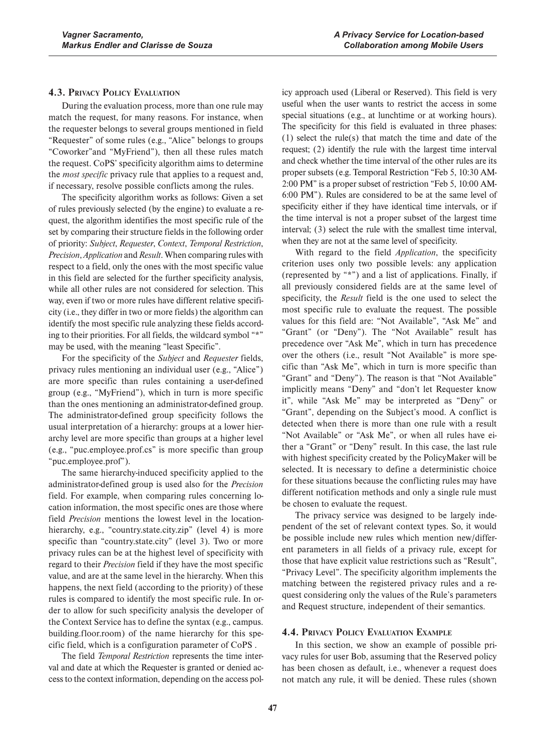### 4.3. Privacy Policy Evaluation

During the evaluation process, more than one rule may match the request, for many reasons. For instance, when the requester belongs to several groups mentioned in field "Requester" of some rules (e.g., "Alice" belongs to groups "Coworker"and "MyFriend"), then all these rules match the request. CoPS' specificity algorithm aims to determine the *most specific* privacy rule that applies to a request and, if necessary, resolve possible conflicts among the rules.

The specificity algorithm works as follows: Given a set of rules previously selected (by the engine) to evaluate a request, the algorithm identifies the most specific rule of the set by comparing their structure fields in the following order of priority: *Subject*, *Requester*, *Context*, *Temporal Restriction*, *Precision*, *Application* and *Result*. When comparing rules with respect to a field, only the ones with the most specific value in this field are selected for the further specificity analysis, while all other rules are not considered for selection. This way, even if two or more rules have different relative specificity (i.e., they differ in two or more fields) the algorithm can identify the most specific rule analyzing these fields according to their priorities. For all fields, the wildcard symbol "*" may be used, with the meaning "least Specific".

For the specificity of the *Subject* and *Requester* fields, privacy rules mentioning an individual user (e.g., "Alice") are more specific than rules containing a user-defined group (e.g., "MyFriend"), which in turn is more specific than the ones mentioning an administrator-defined group. The administrator-defined group specificity follows the usual interpretation of a hierarchy: groups at a lower hierarchy level are more specific than groups at a higher level (e.g., "puc.employee.prof.cs" is more specific than group "puc.employee.prof").

The same hierarchy-induced specificity applied to the administrator-defined group is used also for the *Precision* field. For example, when comparing rules concerning location information, the most specific ones are those where field *Precision* mentions the lowest level in the location-hierarchy, e.g., "country.state.city.zip" (level 4) is more specific than "country.state.city" (level 3). Two or more privacy rules can be at the highest level of specificity with regard to their *Precision* field if they have the most specific value, and are at the same level in the hierarchy. When this happens, the next field (according to the priority) of these rules is compared to identify the most specific rule. In order to allow for such specificity analysis the developer of the Context Service has to define the syntax (e.g., campus.building.floor.room) of the name hierarchy for this specific field, which is a configuration parameter of CoPS .

The field *Temporal Restriction* represents the time interval and date at which the Requester is granted or denied access to the context information, depending on the access policy approach used (Liberal or Reserved). This field is very useful when the user wants to restrict the access in some special situations (e.g., at lunchtime or at working hours). The specificity for this field is evaluated in three phases: (1) select the rule(s) that match the time and date of the request; (2) identify the rule with the largest time interval and check whether the time interval of the other rules are its proper subsets (e.g. Temporal Restriction "Feb 5, 10:30 AM-2:00 PM" is a proper subset of restriction "Feb 5, 10:00 AM-6:00 PM"). Rules are considered to be at the same level of specificity either if they have identical time intervals, or if the time interval is not a proper subset of the largest time interval; (3) select the rule with the smallest time interval, when they are not at the same level of specificity.

With regard to the field *Application*, the specificity criterion uses only two possible levels: any application (represented by "*") and a list of applications. Finally, if all previously considered fields are at the same level of specificity, the *Result* field is the one used to select the most specific rule to evaluate the request. The possible values for this field are: "Not Available", "Ask Me" and "Grant" (or "Deny"). The "Not Available" result has precedence over "Ask Me", which in turn has precedence over the others (i.e., result "Not Available" is more specific than "Ask Me", which in turn is more specific than "Grant" and "Deny"). The reason is that "Not Available" implicitly means "Deny" and "don't let Requester know it", while "Ask Me" may be interpreted as "Deny" or "Grant", depending on the Subject's mood. A conflict is detected when there is more than one rule with a result "Not Available" or "Ask Me", or when all rules have either a "Grant" or "Deny" result. In this case, the last rule with highest specificity created by the PolicyMaker will be selected. It is necessary to define a deterministic choice for these situations because the conflicting rules may have different notification methods and only a single rule must be chosen to evaluate the request.

The privacy service was designed to be largely independent of the set of relevant context types. So, it would be possible include new rules which mention new/different parameters in all fields of a privacy rule, except for those that have explicit value restrictions such as "Result", "Privacy Level". The specificity algorithm implements the matching between the registered privacy rules and a request considering only the values of the Rule's parameters and Request structure, independent of their semantics.

### 4.4. Privacy Policy Evaluation Example

In this section, we show an example of possible privacy rules for user Bob, assuming that the Reserved policy has been chosen as default, i.e., whenever a request does not match any rule, it will be denied. These rules (shown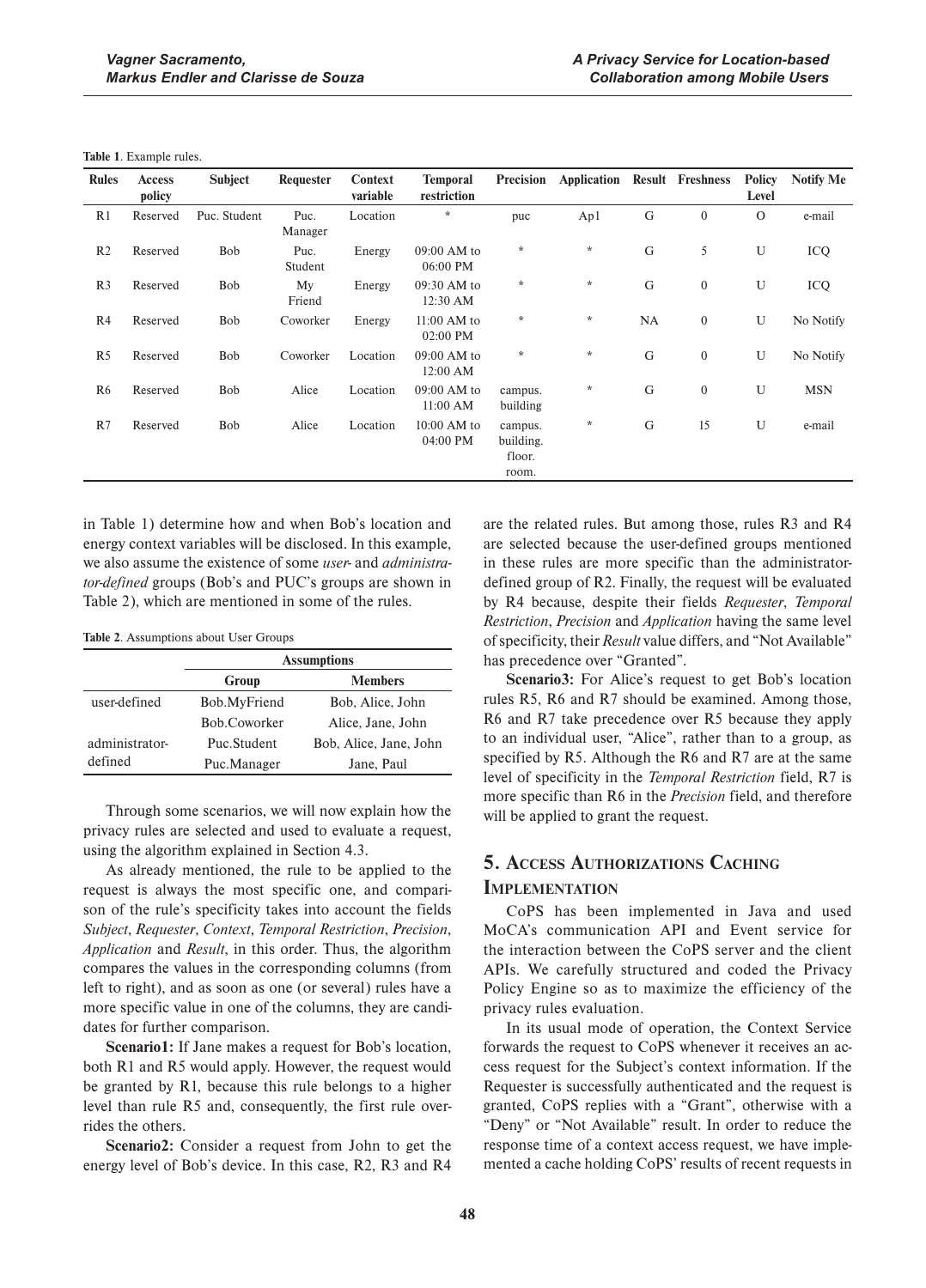**Table 1**. Example rules.

| Rules | Access policy | Subject | Requester | Context variable | Temporal restriction | Precision | Application | Result | Freshness | Policy Level | Notify Me |
|---|---|---|---|---|---|---|---|---|---|---|---|
| R1 | Reserved | Puc. Student | Puc. Manager | Location | * | puc | Ap1 | G | 0 | O | e-mail |
| R2 | Reserved | Bob | Puc. Student | Energy | 09:00 AM to 06:00 PM | * | * | G | 5 | U | ICQ |
| R3 | Reserved | Bob | My Friend | Energy | 09:30 AM to 12:30 AM | * | * | G | 0 | U | ICQ |
| R4 | Reserved | Bob | Coworker | Energy | 11:00 AM to 02:00 PM | * | * | NA | 0 | U | No Notify |
| R5 | Reserved | Bob | Coworker | Location | 09:00 AM to 12:00 AM | * | * | G | 0 | U | No Notify |
| R6 | Reserved | Bob | Alice | Location | 09:00 AM to 11:00 AM | campus. building | * | G | 0 | U | MSN |
| R7 | Reserved | Bob | Alice | Location | 10:00 AM to 04:00 PM | campus. building. floor. room. | * | G | 15 | U | e-mail |

in Table 1) determine how and when Bob's location and energy context variables will be disclosed. In this example, we also assume the existence of some *user-* and *administrator-defined* groups (Bob's and PUC's groups are shown in Table 2), which are mentioned in some of the rules.

**Table 2**. Assumptions about User Groups

| | Assumptions | |
|---|---|---|
| | **Group** | **Members** |
| user-defined | Bob.MyFriend | Bob, Alice, John |
| | Bob.Coworker | Alice, Jane, John |
| administrator-defined | Puc.Student | Bob, Alice, Jane, John |
| | Puc.Manager | Jane, Paul |

Through some scenarios, we will now explain how the privacy rules are selected and used to evaluate a request, using the algorithm explained in Section 4.3.

As already mentioned, the rule to be applied to the request is always the most specific one, and comparison of the rule's specificity takes into account the fields *Subject*, *Requester*, *Context*, *Temporal Restriction*, *Precision*, *Application* and *Result*, in this order. Thus, the algorithm compares the values in the corresponding columns (from left to right), and as soon as one (or several) rules have a more specific value in one of the columns, they are candidates for further comparison.

**Scenario1:** If Jane makes a request for Bob's location, both R1 and R5 would apply. However, the request would be granted by R1, because this rule belongs to a higher level than rule R5 and, consequently, the first rule overrides the others.

**Scenario2:** Consider a request from John to get the energy level of Bob's device. In this case, R2, R3 and R4 are the related rules. But among those, rules R3 and R4 are selected because the user-defined groups mentioned in these rules are more specific than the administrator-defined group of R2. Finally, the request will be evaluated by R4 because, despite their fields *Requester*, *Temporal Restriction*, *Precision* and *Application* having the same level of specificity, their *Result* value differs, and "Not Available" has precedence over "Granted".

**Scenario3:** For Alice's request to get Bob's location rules R5, R6 and R7 should be examined. Among those, R6 and R7 take precedence over R5 because they apply to an individual user, "Alice", rather than to a group, as specified by R5. Although the R6 and R7 are at the same level of specificity in the *Temporal Restriction* field, R7 is more specific than R6 in the *Precision* field, and therefore will be applied to grant the request.

## 5. Access Authorizations Caching Implementation

CoPS has been implemented in Java and used MoCA's communication API and Event service for the interaction between the CoPS server and the client APIs. We carefully structured and coded the Privacy Policy Engine so as to maximize the efficiency of the privacy rules evaluation.

In its usual mode of operation, the Context Service forwards the request to CoPS whenever it receives an access request for the Subject's context information. If the Requester is successfully authenticated and the request is granted, CoPS replies with a "Grant", otherwise with a "Deny" or "Not Available" result. In order to reduce the response time of a context access request, we have implemented a cache holding CoPS' results of recent requests in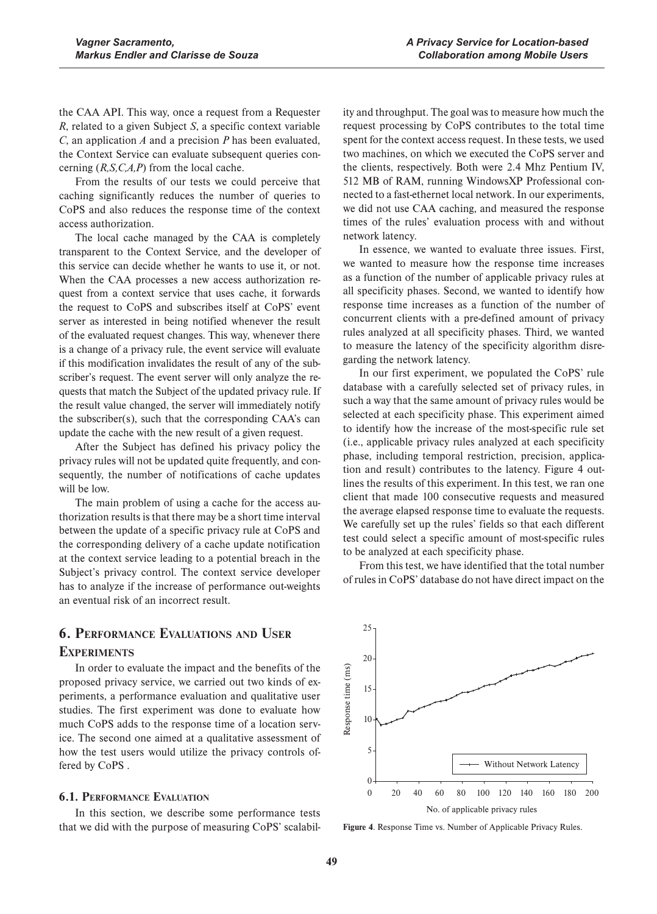the CAA API. This way, once a request from a Requester *R*, related to a given Subject *S*, a specific context variable *C*, an application *A* and a precision *P* has been evaluated, the Context Service can evaluate subsequent queries concerning (*R,S,C,A,P*) from the local cache.

From the results of our tests we could perceive that caching significantly reduces the number of queries to CoPS and also reduces the response time of the context access authorization.

The local cache managed by the CAA is completely transparent to the Context Service, and the developer of this service can decide whether he wants to use it, or not. When the CAA processes a new access authorization request from a context service that uses cache, it forwards the request to CoPS and subscribes itself at CoPS' event server as interested in being notified whenever the result of the evaluated request changes. This way, whenever there is a change of a privacy rule, the event service will evaluate if this modification invalidates the result of any of the subscriber's request. The event server will only analyze the requests that match the Subject of the updated privacy rule. If the result value changed, the server will immediately notify the subscriber(s), such that the corresponding CAA's can update the cache with the new result of a given request.

After the Subject has defined his privacy policy the privacy rules will not be updated quite frequently, and consequently, the number of notifications of cache updates will be low.

The main problem of using a cache for the access authorization results is that there may be a short time interval between the update of a specific privacy rule at CoPS and the corresponding delivery of a cache update notification at the context service leading to a potential breach in the Subject's privacy control. The context service developer has to analyze if the increase of performance out-weights an eventual risk of an incorrect result.

## 6. Performance Evaluations and User Experiments

In order to evaluate the impact and the benefits of the proposed privacy service, we carried out two kinds of experiments, a performance evaluation and qualitative user studies. The first experiment was done to evaluate how much CoPS adds to the response time of a location service. The second one aimed at a qualitative assessment of how the test users would utilize the privacy controls offered by CoPS .

### 6.1. Performance Evaluation

In this section, we describe some performance tests that we did with the purpose of measuring CoPS' scalability and throughput. The goal was to measure how much the request processing by CoPS contributes to the total time spent for the context access request. In these tests, we used two machines, on which we executed the CoPS server and the clients, respectively. Both were 2.4 Mhz Pentium IV, 512 MB of RAM, running WindowsXP Professional connected to a fast-ethernet local network. In our experiments, we did not use CAA caching, and measured the response times of the rules' evaluation process with and without network latency.

In essence, we wanted to evaluate three issues. First, we wanted to measure how the response time increases as a function of the number of applicable privacy rules at all specificity phases. Second, we wanted to identify how response time increases as a function of the number of concurrent clients with a pre-defined amount of privacy rules analyzed at all specificity phases. Third, we wanted to measure the latency of the specificity algorithm disregarding the network latency.

In our first experiment, we populated the CoPS' rule database with a carefully selected set of privacy rules, in such a way that the same amount of privacy rules would be selected at each specificity phase. This experiment aimed to identify how the increase of the most-specific rule set (i.e., applicable privacy rules analyzed at each specificity phase, including temporal restriction, precision, application and result) contributes to the latency. Figure 4 outlines the results of this experiment. In this test, we ran one client that made 100 consecutive requests and measured the average elapsed response time to evaluate the requests. We carefully set up the rules' fields so that each different test could select a specific amount of most-specific rules to be analyzed at each specificity phase.

From this test, we have identified that the total number of rules in CoPS' database do not have direct impact on the

**Figure 4**. Response Time vs. Number of Applicable Privacy Rules.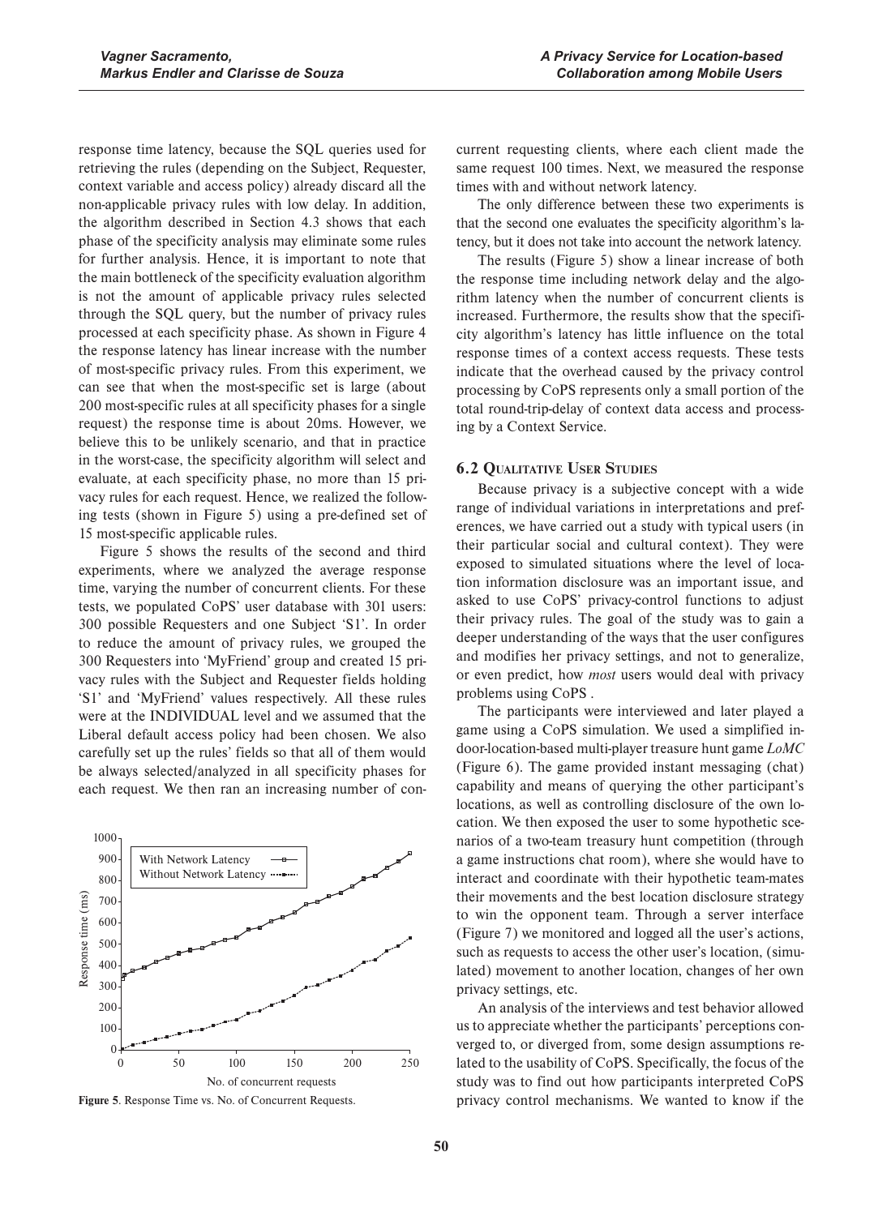response time latency, because the SQL queries used for retrieving the rules (depending on the Subject, Requester, context variable and access policy) already discard all the non-applicable privacy rules with low delay. In addition, the algorithm described in Section 4.3 shows that each phase of the specificity analysis may eliminate some rules for further analysis. Hence, it is important to note that the main bottleneck of the specificity evaluation algorithm is not the amount of applicable privacy rules selected through the SQL query, but the number of privacy rules processed at each specificity phase. As shown in Figure 4 the response latency has linear increase with the number of most-specific privacy rules. From this experiment, we can see that when the most-specific set is large (about 200 most-specific rules at all specificity phases for a single request) the response time is about 20ms. However, we believe this to be unlikely scenario, and that in practice in the worst-case, the specificity algorithm will select and evaluate, at each specificity phase, no more than 15 privacy rules for each request. Hence, we realized the following tests (shown in Figure 5) using a pre-defined set of 15 most-specific applicable rules.

Figure 5 shows the results of the second and third experiments, where we analyzed the average response time, varying the number of concurrent clients. For these tests, we populated CoPS' user database with 301 users: 300 possible Requesters and one Subject 'S1'. In order to reduce the amount of privacy rules, we grouped the 300 Requesters into 'MyFriend' group and created 15 privacy rules with the Subject and Requester fields holding 'S1' and 'MyFriend' values respectively. All these rules were at the INDIVIDUAL level and we assumed that the Liberal default access policy had been chosen. We also carefully set up the rules' fields so that all of them would be always selected/analyzed in all specificity phases for each request. We then ran an increasing number of concurrent requesting clients, where each client made the same request 100 times. Next, we measured the response times with and without network latency.

**Figure 5**. Response Time vs. No. of Concurrent Requests.

The only difference between these two experiments is that the second one evaluates the specificity algorithm's latency, but it does not take into account the network latency.

The results (Figure 5) show a linear increase of both the response time including network delay and the algorithm latency when the number of concurrent clients is increased. Furthermore, the results show that the specificity algorithm's latency has little influence on the total response times of a context access requests. These tests indicate that the overhead caused by the privacy control processing by CoPS represents only a small portion of the total round-trip-delay of context data access and processing by a Context Service.

### 6.2 Qualitative User Studies

Because privacy is a subjective concept with a wide range of individual variations in interpretations and preferences, we have carried out a study with typical users (in their particular social and cultural context). They were exposed to simulated situations where the level of location information disclosure was an important issue, and asked to use CoPS' privacy-control functions to adjust their privacy rules. The goal of the study was to gain a deeper understanding of the ways that the user configures and modifies her privacy settings, and not to generalize, or even predict, how *most* users would deal with privacy problems using CoPS .

The participants were interviewed and later played a game using a CoPS simulation. We used a simplified indoor-location-based multi-player treasure hunt game *LoMC* (Figure 6). The game provided instant messaging (chat) capability and means of querying the other participant's locations, as well as controlling disclosure of the own location. We then exposed the user to some hypothetic scenarios of a two-team treasury hunt competition (through a game instructions chat room), where she would have to interact and coordinate with their hypothetic team-mates their movements and the best location disclosure strategy to win the opponent team. Through a server interface (Figure 7) we monitored and logged all the user's actions, such as requests to access the other user's location, (simulated) movement to another location, changes of her own privacy settings, etc.

An analysis of the interviews and test behavior allowed us to appreciate whether the participants' perceptions converged to, or diverged from, some design assumptions related to the usability of CoPS. Specifically, the focus of the study was to find out how participants interpreted CoPS privacy control mechanisms. We wanted to know if the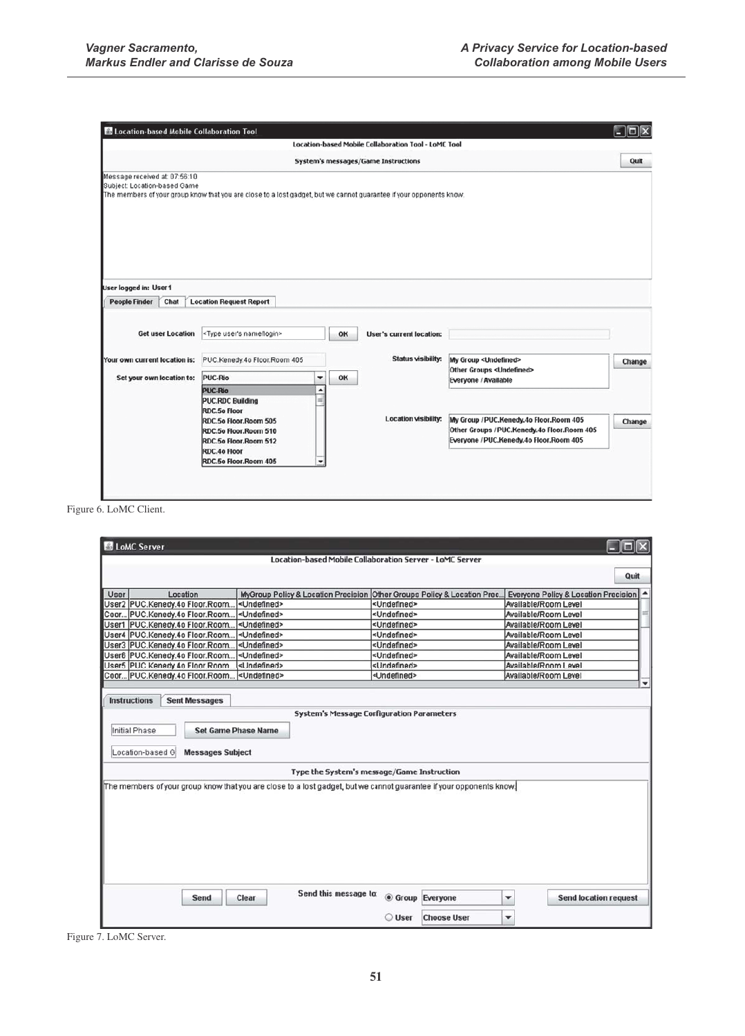Figure 6. LoMC Client.

Figure 7. LoMC Server.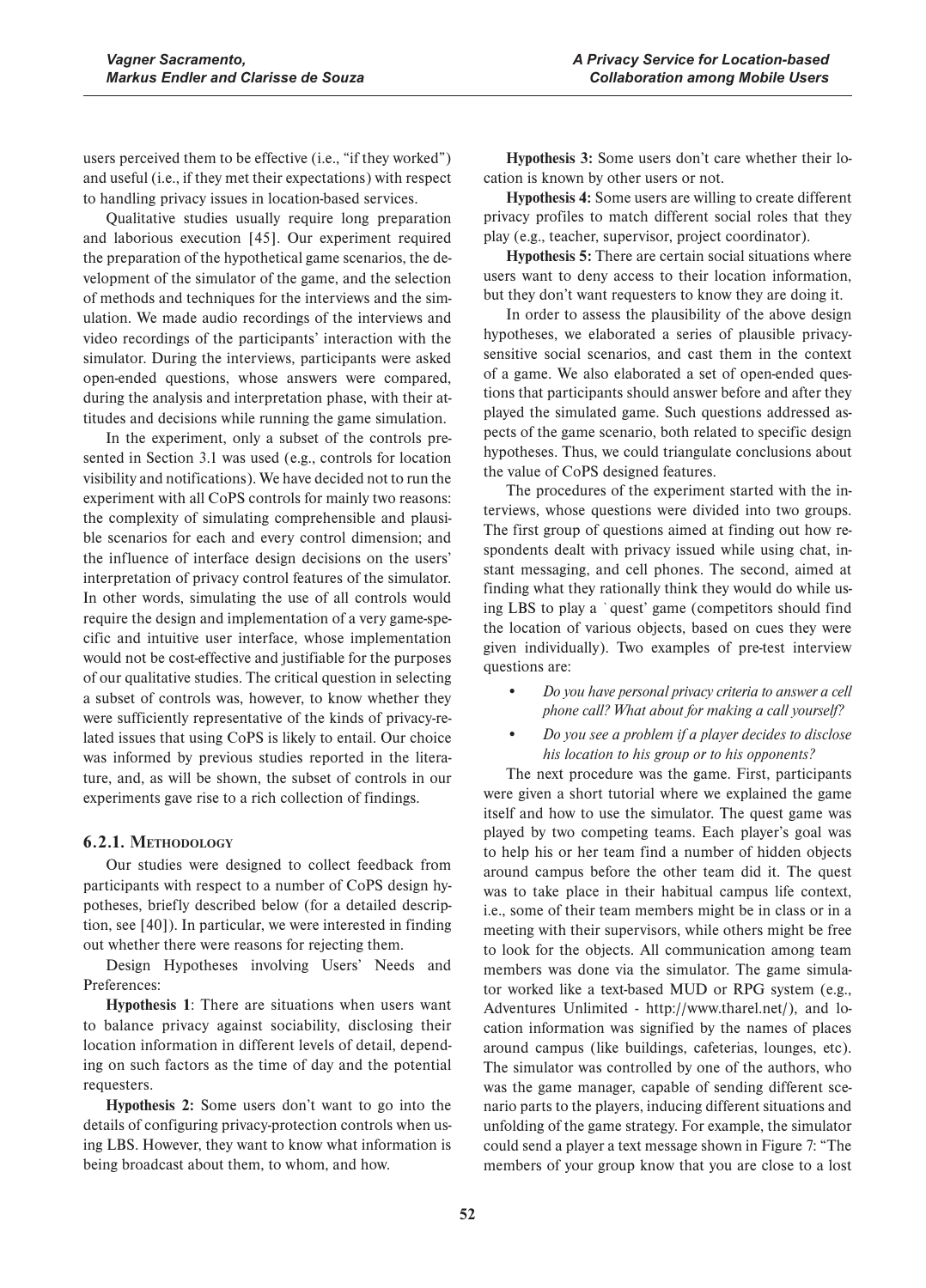users perceived them to be effective (i.e., "if they worked") and useful (i.e., if they met their expectations) with respect to handling privacy issues in location-based services.

Qualitative studies usually require long preparation and laborious execution [45]. Our experiment required the preparation of the hypothetical game scenarios, the development of the simulator of the game, and the selection of methods and techniques for the interviews and the simulation. We made audio recordings of the interviews and video recordings of the participants' interaction with the simulator. During the interviews, participants were asked open-ended questions, whose answers were compared, during the analysis and interpretation phase, with their attitudes and decisions while running the game simulation.

In the experiment, only a subset of the controls presented in Section 3.1 was used (e.g., controls for location visibility and notifications). We have decided not to run the experiment with all CoPS controls for mainly two reasons: the complexity of simulating comprehensible and plausible scenarios for each and every control dimension; and the influence of interface design decisions on the users' interpretation of privacy control features of the simulator. In other words, simulating the use of all controls would require the design and implementation of a very game-specific and intuitive user interface, whose implementation would not be cost-effective and justifiable for the purposes of our qualitative studies. The critical question in selecting a subset of controls was, however, to know whether they were sufficiently representative of the kinds of privacy-related issues that using CoPS is likely to entail. Our choice was informed by previous studies reported in the literature, and, as will be shown, the subset of controls in our experiments gave rise to a rich collection of findings.

### 6.2.1. Methodology

Our studies were designed to collect feedback from participants with respect to a number of CoPS design hypotheses, briefly described below (for a detailed description, see [40]). In particular, we were interested in finding out whether there were reasons for rejecting them.

Design Hypotheses involving Users' Needs and Preferences:

**Hypothesis 1**: There are situations when users want to balance privacy against sociability, disclosing their location information in different levels of detail, depending on such factors as the time of day and the potential requesters.

**Hypothesis 2:** Some users don't want to go into the details of configuring privacy-protection controls when using LBS. However, they want to know what information is being broadcast about them, to whom, and how.

**Hypothesis 3:** Some users don't care whether their location is known by other users or not.

**Hypothesis 4:** Some users are willing to create different privacy profiles to match different social roles that they play (e.g., teacher, supervisor, project coordinator).

**Hypothesis 5:** There are certain social situations where users want to deny access to their location information, but they don't want requesters to know they are doing it.

In order to assess the plausibility of the above design hypotheses, we elaborated a series of plausible privacy-sensitive social scenarios, and cast them in the context of a game. We also elaborated a set of open-ended questions that participants should answer before and after they played the simulated game. Such questions addressed aspects of the game scenario, both related to specific design hypotheses. Thus, we could triangulate conclusions about the value of CoPS designed features.

The procedures of the experiment started with the interviews, whose questions were divided into two groups. The first group of questions aimed at finding out how respondents dealt with privacy issued while using chat, instant messaging, and cell phones. The second, aimed at finding what they rationally think they would do while using LBS to play a `quest' game (competitors should find the location of various objects, based on cues they were given individually). Two examples of pre-test interview questions are:

- *Do you have personal privacy criteria to answer a cell phone call? What about for making a call yourself?*
- *Do you see a problem if a player decides to disclose his location to his group or to his opponents?*

The next procedure was the game. First, participants were given a short tutorial where we explained the game itself and how to use the simulator. The quest game was played by two competing teams. Each player's goal was to help his or her team find a number of hidden objects around campus before the other team did it. The quest was to take place in their habitual campus life context, i.e., some of their team members might be in class or in a meeting with their supervisors, while others might be free to look for the objects. All communication among team members was done via the simulator. The game simulator worked like a text-based MUD or RPG system (e.g., Adventures Unlimited - http://www.tharel.net/), and location information was signified by the names of places around campus (like buildings, cafeterias, lounges, etc). The simulator was controlled by one of the authors, who was the game manager, capable of sending different scenario parts to the players, inducing different situations and unfolding of the game strategy. For example, the simulator could send a player a text message shown in Figure 7: "The members of your group know that you are close to a lost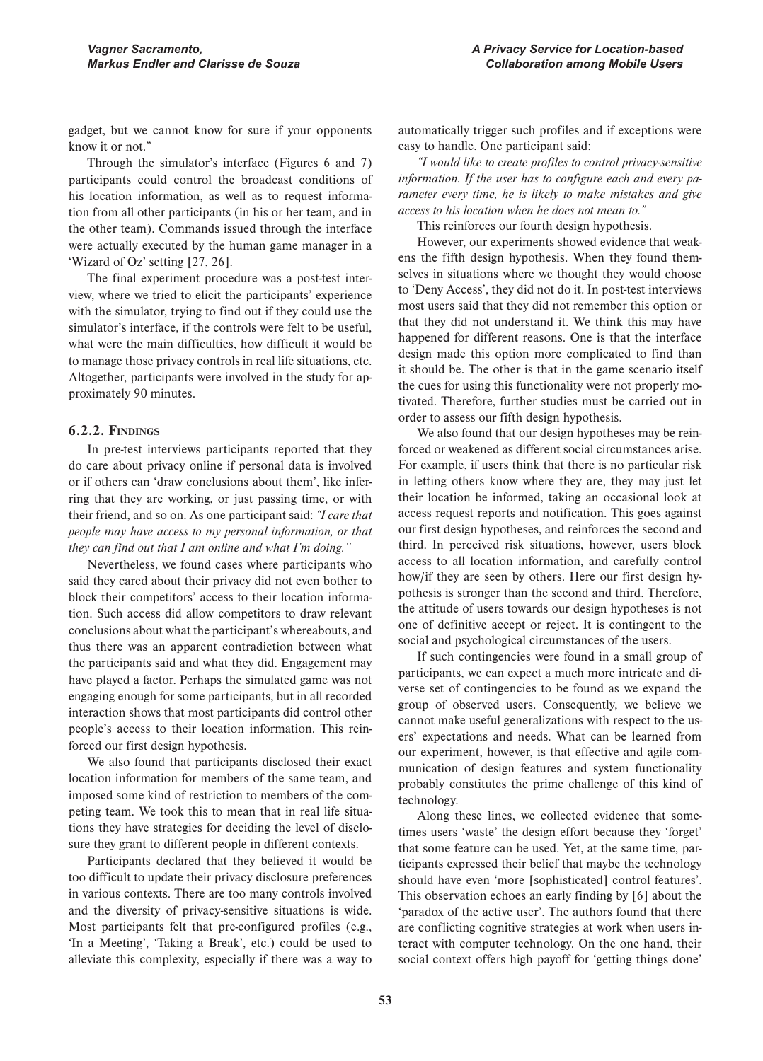gadget, but we cannot know for sure if your opponents know it or not."

Through the simulator's interface (Figures 6 and 7) participants could control the broadcast conditions of his location information, as well as to request information from all other participants (in his or her team, and in the other team). Commands issued through the interface were actually executed by the human game manager in a 'Wizard of Oz' setting [27, 26].

The final experiment procedure was a post-test interview, where we tried to elicit the participants' experience with the simulator, trying to find out if they could use the simulator's interface, if the controls were felt to be useful, what were the main difficulties, how difficult it would be to manage those privacy controls in real life situations, etc. Altogether, participants were involved in the study for approximately 90 minutes.

### 6.2.2. Findings

In pre-test interviews participants reported that they do care about privacy online if personal data is involved or if others can 'draw conclusions about them', like inferring that they are working, or just passing time, or with their friend, and so on. As one participant said: *"I care that people may have access to my personal information, or that they can find out that I am online and what I'm doing."*

Nevertheless, we found cases where participants who said they cared about their privacy did not even bother to block their competitors' access to their location information. Such access did allow competitors to draw relevant conclusions about what the participant's whereabouts, and thus there was an apparent contradiction between what the participants said and what they did. Engagement may have played a factor. Perhaps the simulated game was not engaging enough for some participants, but in all recorded interaction shows that most participants did control other people's access to their location information. This reinforced our first design hypothesis.

We also found that participants disclosed their exact location information for members of the same team, and imposed some kind of restriction to members of the competing team. We took this to mean that in real life situations they have strategies for deciding the level of disclosure they grant to different people in different contexts.

Participants declared that they believed it would be too difficult to update their privacy disclosure preferences in various contexts. There are too many controls involved and the diversity of privacy-sensitive situations is wide. Most participants felt that pre-configured profiles (e.g., 'In a Meeting', 'Taking a Break', etc.) could be used to alleviate this complexity, especially if there was a way to automatically trigger such profiles and if exceptions were easy to handle. One participant said:

*"I would like to create profiles to control privacy-sensitive information. If the user has to configure each and every parameter every time, he is likely to make mistakes and give access to his location when he does not mean to."*

This reinforces our fourth design hypothesis.

However, our experiments showed evidence that weakens the fifth design hypothesis. When they found themselves in situations where we thought they would choose to 'Deny Access', they did not do it. In post-test interviews most users said that they did not remember this option or that they did not understand it. We think this may have happened for different reasons. One is that the interface design made this option more complicated to find than it should be. The other is that in the game scenario itself the cues for using this functionality were not properly motivated. Therefore, further studies must be carried out in order to assess our fifth design hypothesis.

We also found that our design hypotheses may be reinforced or weakened as different social circumstances arise. For example, if users think that there is no particular risk in letting others know where they are, they may just let their location be informed, taking an occasional look at access request reports and notification. This goes against our first design hypotheses, and reinforces the second and third. In perceived risk situations, however, users block access to all location information, and carefully control how/if they are seen by others. Here our first design hypothesis is stronger than the second and third. Therefore, the attitude of users towards our design hypotheses is not one of definitive accept or reject. It is contingent to the social and psychological circumstances of the users.

If such contingencies were found in a small group of participants, we can expect a much more intricate and diverse set of contingencies to be found as we expand the group of observed users. Consequently, we believe we cannot make useful generalizations with respect to the users' expectations and needs. What can be learned from our experiment, however, is that effective and agile communication of design features and system functionality probably constitutes the prime challenge of this kind of technology.

Along these lines, we collected evidence that sometimes users 'waste' the design effort because they 'forget' that some feature can be used. Yet, at the same time, participants expressed their belief that maybe the technology should have even 'more [sophisticated] control features'. This observation echoes an early finding by [6] about the 'paradox of the active user'. The authors found that there are conflicting cognitive strategies at work when users interact with computer technology. On the one hand, their social context offers high payoff for 'getting things done'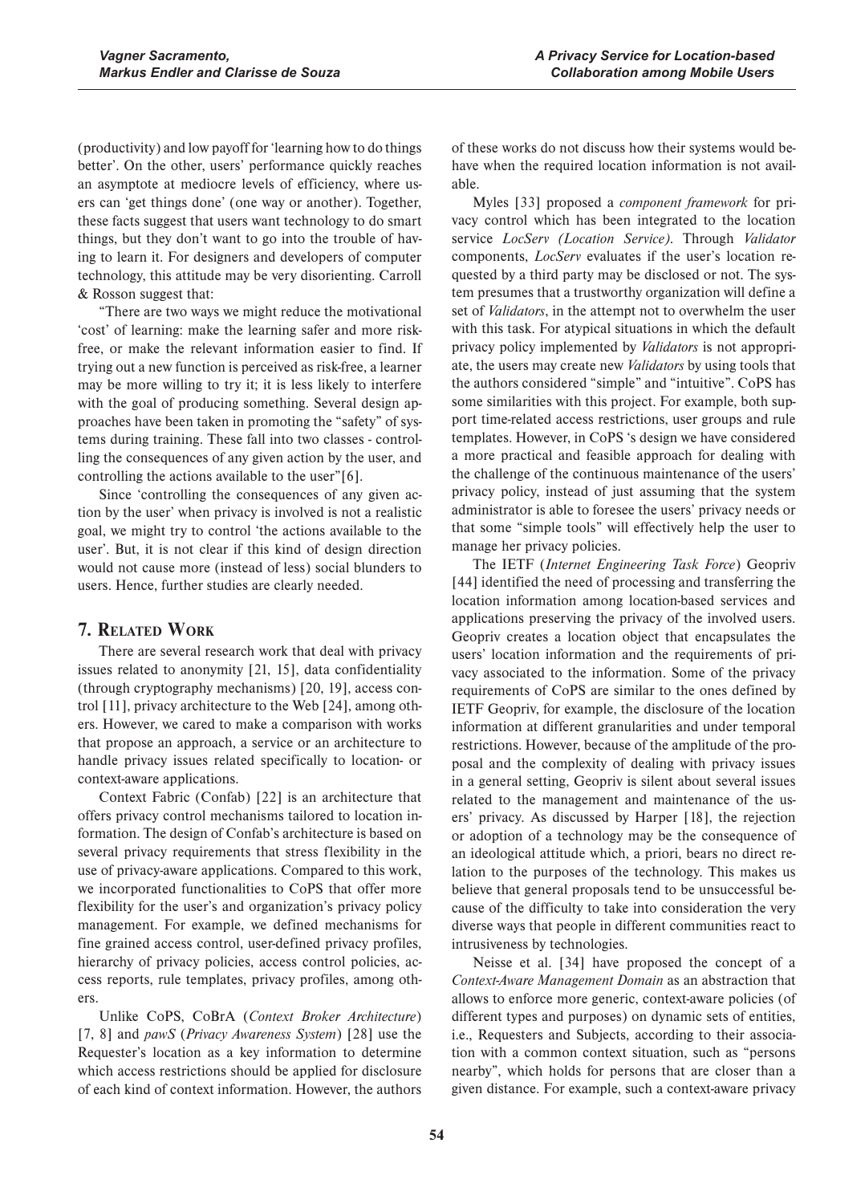(productivity) and low payoff for 'learning how to do things better'. On the other, users' performance quickly reaches an asymptote at mediocre levels of efficiency, where users can 'get things done' (one way or another). Together, these facts suggest that users want technology to do smart things, but they don't want to go into the trouble of having to learn it. For designers and developers of computer technology, this attitude may be very disorienting. Carroll & Rosson suggest that:

"There are two ways we might reduce the motivational 'cost' of learning: make the learning safer and more risk-free, or make the relevant information easier to find. If trying out a new function is perceived as risk-free, a learner may be more willing to try it; it is less likely to interfere with the goal of producing something. Several design approaches have been taken in promoting the "safety" of systems during training. These fall into two classes - controlling the consequences of any given action by the user, and controlling the actions available to the user"[6].

Since 'controlling the consequences of any given action by the user' when privacy is involved is not a realistic goal, we might try to control 'the actions available to the user'. But, it is not clear if this kind of design direction would not cause more (instead of less) social blunders to users. Hence, further studies are clearly needed.

## 7. Related Work

There are several research work that deal with privacy issues related to anonymity [21, 15], data confidentiality (through cryptography mechanisms) [20, 19], access control [11], privacy architecture to the Web [24], among others. However, we cared to make a comparison with works that propose an approach, a service or an architecture to handle privacy issues related specifically to location- or context-aware applications.

Context Fabric (Confab) [22] is an architecture that offers privacy control mechanisms tailored to location information. The design of Confab's architecture is based on several privacy requirements that stress flexibility in the use of privacy-aware applications. Compared to this work, we incorporated functionalities to CoPS that offer more flexibility for the user's and organization's privacy policy management. For example, we defined mechanisms for fine grained access control, user-defined privacy profiles, hierarchy of privacy policies, access control policies, access reports, rule templates, privacy profiles, among others.

Unlike CoPS, CoBrA (*Context Broker Architecture*) [7, 8] and *pawS* (*Privacy Awareness System*) [28] use the Requester's location as a key information to determine which access restrictions should be applied for disclosure of each kind of context information. However, the authors of these works do not discuss how their systems would behave when the required location information is not available.

Myles [33] proposed a *component framework* for privacy control which has been integrated to the location service *LocServ (Location Service)*. Through *Validator* components, *LocServ* evaluates if the user's location requested by a third party may be disclosed or not. The system presumes that a trustworthy organization will define a set of *Validators*, in the attempt not to overwhelm the user with this task. For atypical situations in which the default privacy policy implemented by *Validators* is not appropriate, the users may create new *Validators* by using tools that the authors considered "simple" and "intuitive". CoPS has some similarities with this project. For example, both support time-related access restrictions, user groups and rule templates. However, in CoPS 's design we have considered a more practical and feasible approach for dealing with the challenge of the continuous maintenance of the users' privacy policy, instead of just assuming that the system administrator is able to foresee the users' privacy needs or that some "simple tools" will effectively help the user to manage her privacy policies.

The IETF (*Internet Engineering Task Force*) Geopriv [44] identified the need of processing and transferring the location information among location-based services and applications preserving the privacy of the involved users. Geopriv creates a location object that encapsulates the users' location information and the requirements of privacy associated to the information. Some of the privacy requirements of CoPS are similar to the ones defined by IETF Geopriv, for example, the disclosure of the location information at different granularities and under temporal restrictions. However, because of the amplitude of the proposal and the complexity of dealing with privacy issues in a general setting, Geopriv is silent about several issues related to the management and maintenance of the users' privacy. As discussed by Harper [18], the rejection or adoption of a technology may be the consequence of an ideological attitude which, a priori, bears no direct relation to the purposes of the technology. This makes us believe that general proposals tend to be unsuccessful because of the difficulty to take into consideration the very diverse ways that people in different communities react to intrusiveness by technologies.

Neisse et al. [34] have proposed the concept of a *Context-Aware Management Domain* as an abstraction that allows to enforce more generic, context-aware policies (of different types and purposes) on dynamic sets of entities, i.e., Requesters and Subjects, according to their association with a common context situation, such as "persons nearby", which holds for persons that are closer than a given distance. For example, such a context-aware privacy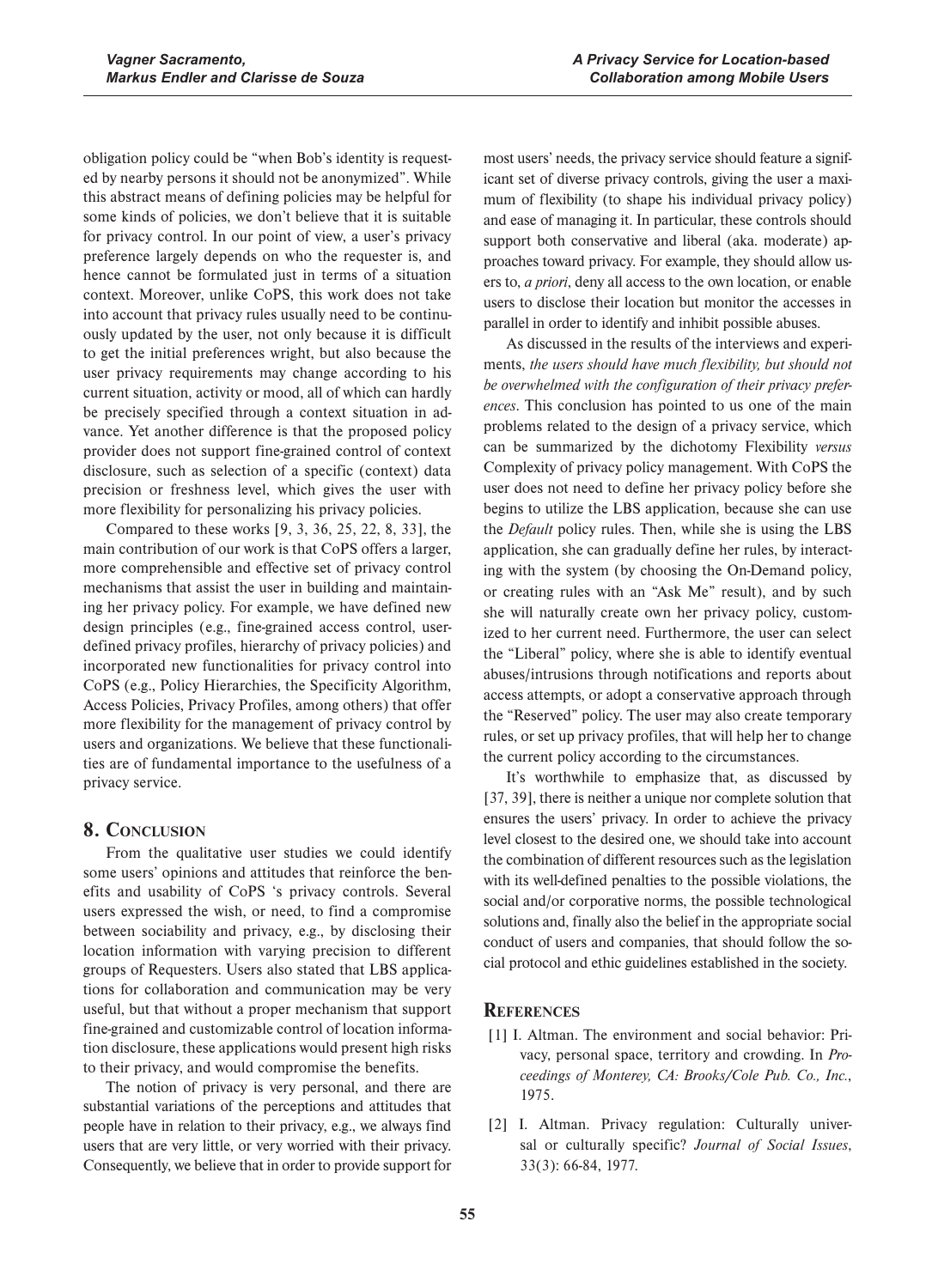obligation policy could be "when Bob's identity is requested by nearby persons it should not be anonymized". While this abstract means of defining policies may be helpful for some kinds of policies, we don't believe that it is suitable for privacy control. In our point of view, a user's privacy preference largely depends on who the requester is, and hence cannot be formulated just in terms of a situation context. Moreover, unlike CoPS, this work does not take into account that privacy rules usually need to be continuously updated by the user, not only because it is difficult to get the initial preferences wright, but also because the user privacy requirements may change according to his current situation, activity or mood, all of which can hardly be precisely specified through a context situation in advance. Yet another difference is that the proposed policy provider does not support fine-grained control of context disclosure, such as selection of a specific (context) data precision or freshness level, which gives the user with more flexibility for personalizing his privacy policies.

Compared to these works [9, 3, 36, 25, 22, 8, 33], the main contribution of our work is that CoPS offers a larger, more comprehensible and effective set of privacy control mechanisms that assist the user in building and maintaining her privacy policy. For example, we have defined new design principles (e.g., fine-grained access control, user-defined privacy profiles, hierarchy of privacy policies) and incorporated new functionalities for privacy control into CoPS (e.g., Policy Hierarchies, the Specificity Algorithm, Access Policies, Privacy Profiles, among others) that offer more flexibility for the management of privacy control by users and organizations. We believe that these functionalities are of fundamental importance to the usefulness of a privacy service.

## 8. Conclusion

From the qualitative user studies we could identify some users' opinions and attitudes that reinforce the benefits and usability of CoPS 's privacy controls. Several users expressed the wish, or need, to find a compromise between sociability and privacy, e.g., by disclosing their location information with varying precision to different groups of Requesters. Users also stated that LBS applications for collaboration and communication may be very useful, but that without a proper mechanism that support fine-grained and customizable control of location information disclosure, these applications would present high risks to their privacy, and would compromise the benefits.

The notion of privacy is very personal, and there are substantial variations of the perceptions and attitudes that people have in relation to their privacy, e.g., we always find users that are very little, or very worried with their privacy. Consequently, we believe that in order to provide support for most users' needs, the privacy service should feature a significant set of diverse privacy controls, giving the user a maximum of flexibility (to shape his individual privacy policy) and ease of managing it. In particular, these controls should support both conservative and liberal (aka. moderate) approaches toward privacy. For example, they should allow users to, *a priori*, deny all access to the own location, or enable users to disclose their location but monitor the accesses in parallel in order to identify and inhibit possible abuses.

As discussed in the results of the interviews and experiments, *the users should have much flexibility, but should not be overwhelmed with the configuration of their privacy preferences*. This conclusion has pointed to us one of the main problems related to the design of a privacy service, which can be summarized by the dichotomy Flexibility *versus* Complexity of privacy policy management. With CoPS the user does not need to define her privacy policy before she begins to utilize the LBS application, because she can use the *Default* policy rules. Then, while she is using the LBS application, she can gradually define her rules, by interacting with the system (by choosing the On-Demand policy, or creating rules with an "Ask Me" result), and by such she will naturally create own her privacy policy, customized to her current need. Furthermore, the user can select the "Liberal" policy, where she is able to identify eventual abuses/intrusions through notifications and reports about access attempts, or adopt a conservative approach through the "Reserved" policy. The user may also create temporary rules, or set up privacy profiles, that will help her to change the current policy according to the circumstances.

It's worthwhile to emphasize that, as discussed by [37, 39], there is neither a unique nor complete solution that ensures the users' privacy. In order to achieve the privacy level closest to the desired one, we should take into account the combination of different resources such as the legislation with its well-defined penalties to the possible violations, the social and/or corporative norms, the possible technological solutions and, finally also the belief in the appropriate social conduct of users and companies, that should follow the social protocol and ethic guidelines established in the society.

## References

[1] I. Altman. The environment and social behavior: Privacy, personal space, territory and crowding. In *Proceedings of Monterey, CA: Brooks/Cole Pub. Co., Inc.*, 1975.

[2] I. Altman. Privacy regulation: Culturally universal or culturally specific? *Journal of Social Issues*, 33(3): 66-84, 1977.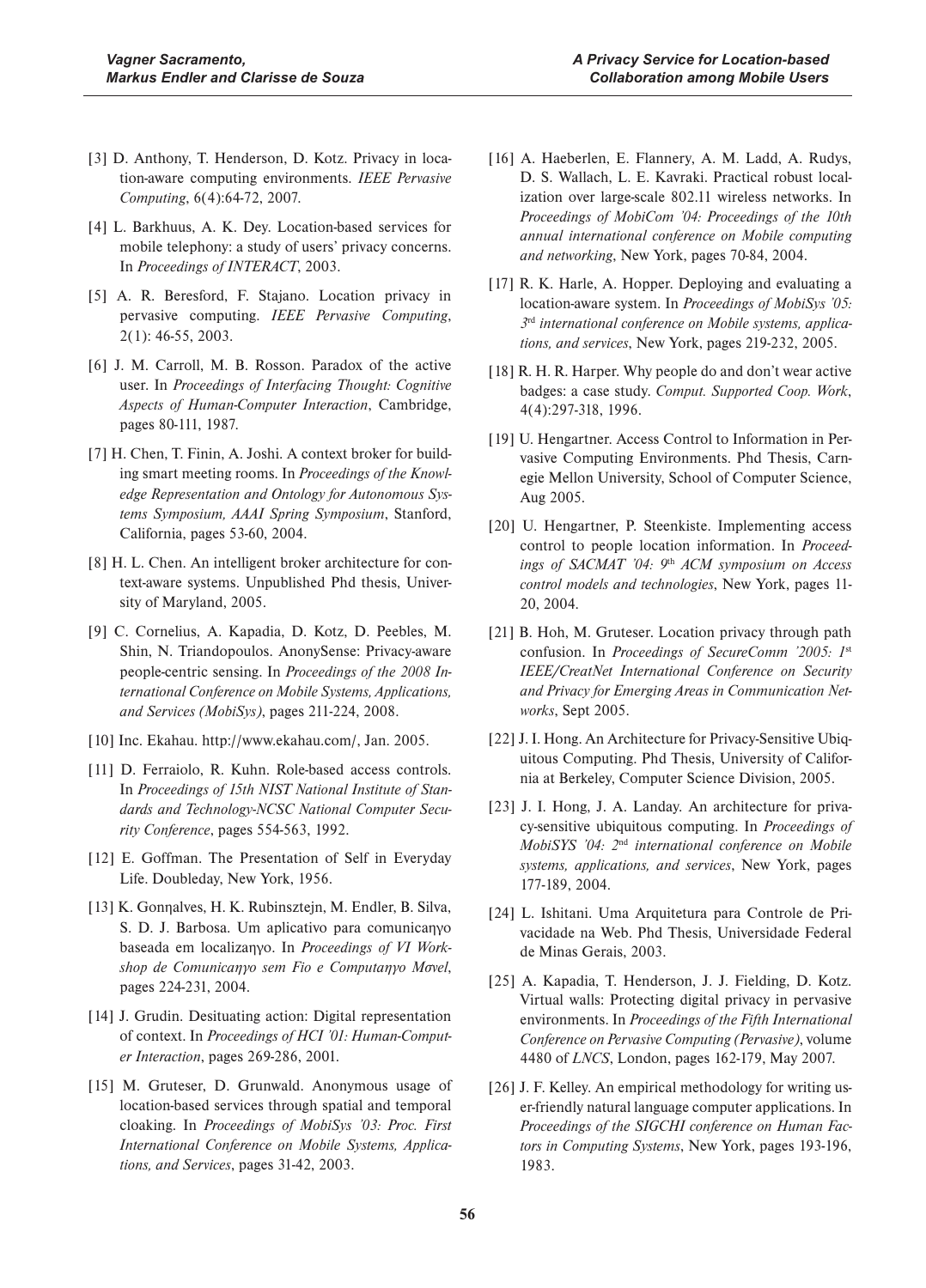[3] D. Anthony, T. Henderson, D. Kotz. Privacy in location-aware computing environments. *IEEE Pervasive Computing*, 6(4):64-72, 2007.

[4] L. Barkhuus, A. K. Dey. Location-based services for mobile telephony: a study of users' privacy concerns. In *Proceedings of INTERACT*, 2003.

[5] A. R. Beresford, F. Stajano. Location privacy in pervasive computing. *IEEE Pervasive Computing*, 2(1): 46-55, 2003.

[6] J. M. Carroll, M. B. Rosson. Paradox of the active user. In *Proceedings of Interfacing Thought: Cognitive Aspects of Human-Computer Interaction*, Cambridge, pages 80-111, 1987.

[7] H. Chen, T. Finin, A. Joshi. A context broker for building smart meeting rooms. In *Proceedings of the Knowledge Representation and Ontology for Autonomous Systems Symposium, AAAI Spring Symposium*, Stanford, California, pages 53-60, 2004.

[8] H. L. Chen. An intelligent broker architecture for context-aware systems. Unpublished Phd thesis, University of Maryland, 2005.

[9] C. Cornelius, A. Kapadia, D. Kotz, D. Peebles, M. Shin, N. Triandopoulos. AnonySense: Privacy-aware people-centric sensing. In *Proceedings of the 2008 International Conference on Mobile Systems, Applications, and Services (MobiSys)*, pages 211-224, 2008.

[10] Inc. Ekahau. http://www.ekahau.com/, Jan. 2005.

[11] D. Ferraiolo, R. Kuhn. Role-based access controls. In *Proceedings of 15th NIST National Institute of Standards and Technology-NCSC National Computer Security Conference*, pages 554-563, 1992.

[12] E. Goffman. The Presentation of Self in Everyday Life. Doubleday, New York, 1956.

[13] K. Gonηalves, H. K. Rubinsztejn, M. Endler, B. Silva, S. D. J. Barbosa. Um aplicativo para comunicaηγo baseada em localizaηγo. In *Proceedings of VI Workshop de Comunicaηγo sem Fio e Computaηγo Mσvel*, pages 224-231, 2004.

[14] J. Grudin. Desituating action: Digital representation of context. In *Proceedings of HCI '01: Human-Computer Interaction*, pages 269-286, 2001.

[15] M. Gruteser, D. Grunwald. Anonymous usage of location-based services through spatial and temporal cloaking. In *Proceedings of MobiSys '03: Proc. First International Conference on Mobile Systems, Applications, and Services*, pages 31-42, 2003.

[16] A. Haeberlen, E. Flannery, A. M. Ladd, A. Rudys, D. S. Wallach, L. E. Kavraki. Practical robust localization over large-scale 802.11 wireless networks. In *Proceedings of MobiCom '04: Proceedings of the 10th annual international conference on Mobile computing and networking*, New York, pages 70-84, 2004.

[17] R. K. Harle, A. Hopper. Deploying and evaluating a location-aware system. In *Proceedings of MobiSys '05: 3rd international conference on Mobile systems, applications, and services*, New York, pages 219-232, 2005.

[18] R. H. R. Harper. Why people do and don't wear active badges: a case study. *Comput. Supported Coop. Work*, 4(4):297-318, 1996.

[19] U. Hengartner. Access Control to Information in Pervasive Computing Environments. Phd Thesis, Carnegie Mellon University, School of Computer Science, Aug 2005.

[20] U. Hengartner, P. Steenkiste. Implementing access control to people location information. In *Proceedings of SACMAT '04: 9th ACM symposium on Access control models and technologies*, New York, pages 11-20, 2004.

[21] B. Hoh, M. Gruteser. Location privacy through path confusion. In *Proceedings of SecureComm '2005: 1st IEEE/CreatNet International Conference on Security and Privacy for Emerging Areas in Communication Networks*, Sept 2005.

[22] J. I. Hong. An Architecture for Privacy-Sensitive Ubiquitous Computing. Phd Thesis, University of California at Berkeley, Computer Science Division, 2005.

[23] J. I. Hong, J. A. Landay. An architecture for privacy-sensitive ubiquitous computing. In *Proceedings of MobiSYS '04: 2nd international conference on Mobile systems, applications, and services*, New York, pages 177-189, 2004.

[24] L. Ishitani. Uma Arquitetura para Controle de Privacidade na Web. Phd Thesis, Universidade Federal de Minas Gerais, 2003.

[25] A. Kapadia, T. Henderson, J. J. Fielding, D. Kotz. Virtual walls: Protecting digital privacy in pervasive environments. In *Proceedings of the Fifth International Conference on Pervasive Computing (Pervasive)*, volume 4480 of *LNCS*, London, pages 162-179, May 2007.

[26] J. F. Kelley. An empirical methodology for writing user-friendly natural language computer applications. In *Proceedings of the SIGCHI conference on Human Factors in Computing Systems*, New York, pages 193-196, 1983.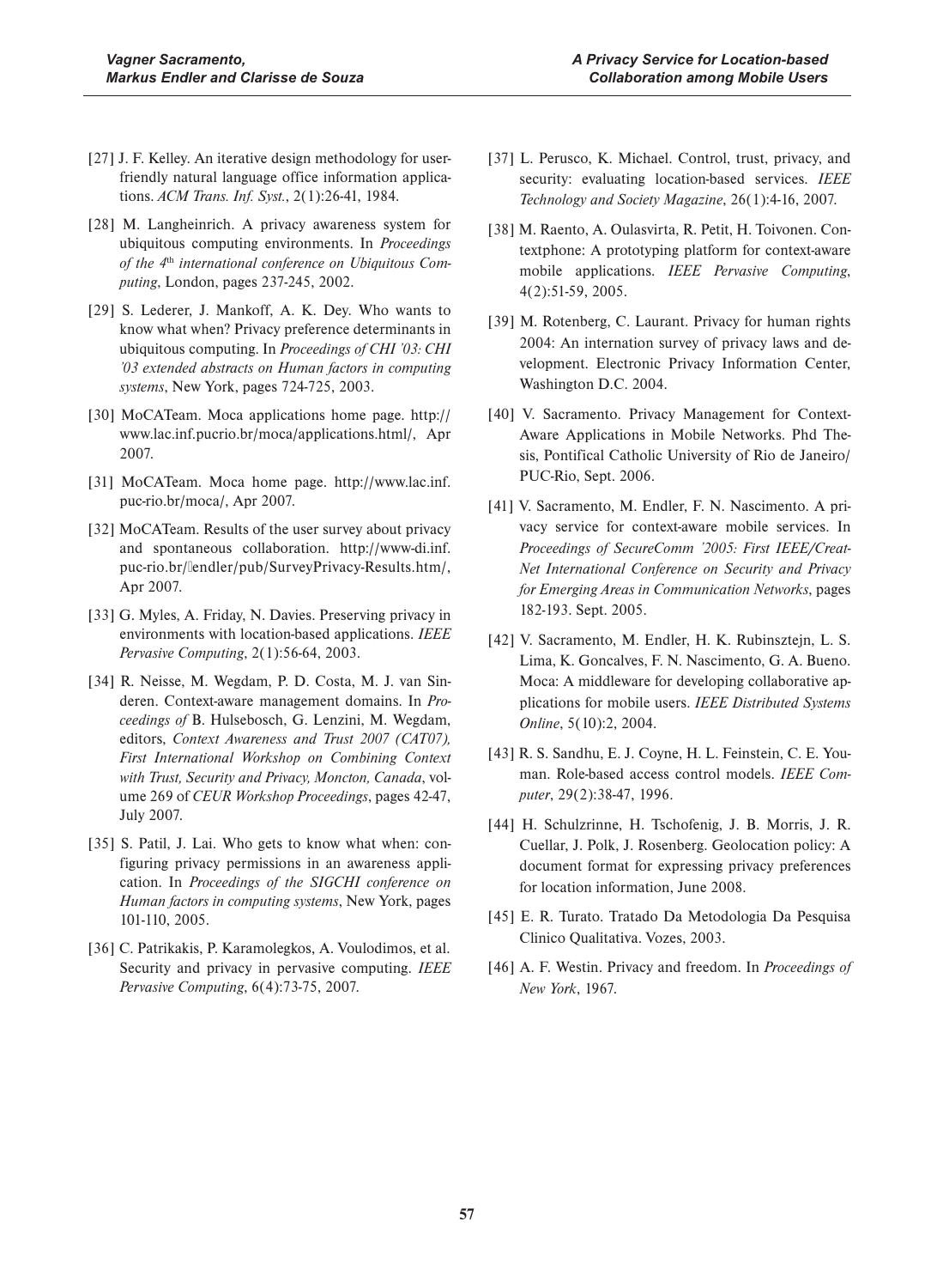[27] J. F. Kelley. An iterative design methodology for user-friendly natural language office information applications. *ACM Trans. Inf. Syst.*, 2(1):26-41, 1984.

[28] M. Langheinrich. A privacy awareness system for ubiquitous computing environments. In *Proceedings of the 4th international conference on Ubiquitous Computing*, London, pages 237-245, 2002.

[29] S. Lederer, J. Mankoff, A. K. Dey. Who wants to know what when? Privacy preference determinants in ubiquitous computing. In *Proceedings of CHI '03: CHI '03 extended abstracts on Human factors in computing systems*, New York, pages 724-725, 2003.

[30] MoCATeam. Moca applications home page. http://www.lac.inf.pucrio.br/moca/applications.html/, Apr 2007.

[31] MoCATeam. Moca home page. http://www.lac.inf.puc-rio.br/moca/, Apr 2007.

[32] MoCATeam. Results of the user survey about privacy and spontaneous collaboration. http://www-di.inf.puc-rio.br/endler/pub/SurveyPrivacy-Results.htm/, Apr 2007.

[33] G. Myles, A. Friday, N. Davies. Preserving privacy in environments with location-based applications. *IEEE Pervasive Computing*, 2(1):56-64, 2003.

[34] R. Neisse, M. Wegdam, P. D. Costa, M. J. van Sinderen. Context-aware management domains. In *Proceedings of* B. Hulsebosch, G. Lenzini, M. Wegdam, editors, *Context Awareness and Trust 2007 (CAT07), First International Workshop on Combining Context with Trust, Security and Privacy, Moncton, Canada*, volume 269 of *CEUR Workshop Proceedings*, pages 42-47, July 2007.

[35] S. Patil, J. Lai. Who gets to know what when: configuring privacy permissions in an awareness application. In *Proceedings of the SIGCHI conference on Human factors in computing systems*, New York, pages 101-110, 2005.

[36] C. Patrikakis, P. Karamolegkos, A. Voulodimos, et al. Security and privacy in pervasive computing. *IEEE Pervasive Computing*, 6(4):73-75, 2007.

[37] L. Perusco, K. Michael. Control, trust, privacy, and security: evaluating location-based services. *IEEE Technology and Society Magazine*, 26(1):4-16, 2007.

[38] M. Raento, A. Oulasvirta, R. Petit, H. Toivonen. Contextphone: A prototyping platform for context-aware mobile applications. *IEEE Pervasive Computing*, 4(2):51-59, 2005.

[39] M. Rotenberg, C. Laurant. Privacy for human rights 2004: An internation survey of privacy laws and development. Electronic Privacy Information Center, Washington D.C. 2004.

[40] V. Sacramento. Privacy Management for Context-Aware Applications in Mobile Networks. Phd Thesis, Pontifical Catholic University of Rio de Janeiro/PUC-Rio, Sept. 2006.

[41] V. Sacramento, M. Endler, F. N. Nascimento. A privacy service for context-aware mobile services. In *Proceedings of SecureComm '2005: First IEEE/CreatNet International Conference on Security and Privacy for Emerging Areas in Communication Networks*, pages 182-193. Sept. 2005.

[42] V. Sacramento, M. Endler, H. K. Rubinsztejn, L. S. Lima, K. Goncalves, F. N. Nascimento, G. A. Bueno. Moca: A middleware for developing collaborative applications for mobile users. *IEEE Distributed Systems Online*, 5(10):2, 2004.

[43] R. S. Sandhu, E. J. Coyne, H. L. Feinstein, C. E. Youman. Role-based access control models. *IEEE Computer*, 29(2):38-47, 1996.

[44] H. Schulzrinne, H. Tschofenig, J. B. Morris, J. R. Cuellar, J. Polk, J. Rosenberg. Geolocation policy: A document format for expressing privacy preferences for location information, June 2008.

[45] E. R. Turato. Tratado Da Metodologia Da Pesquisa Clinico Qualitativa. Vozes, 2003.

[46] A. F. Westin. Privacy and freedom. In *Proceedings of New York*, 1967.